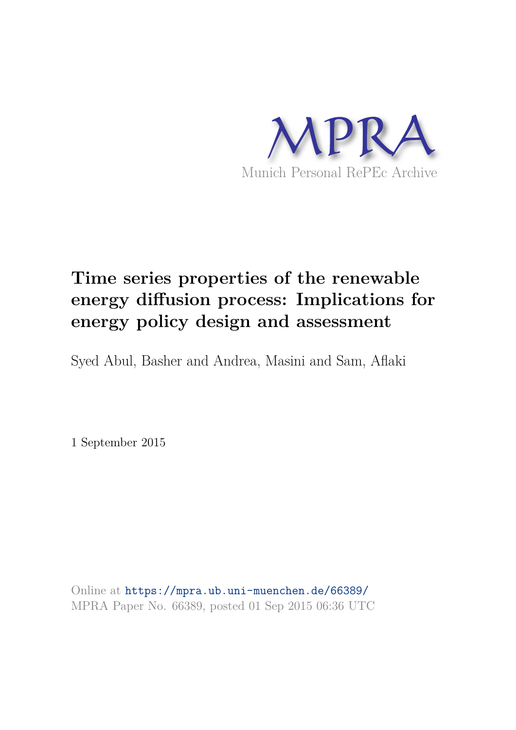MPRA

Munich Personal RePEc Archive

# Time series properties of the renewable energy diffusion process: Implications for energy policy design and assessment

Syed Abul, Basher and Andrea, Masini and Sam, Aflaki

1 September 2015

Online at https://mpra.ub.uni-muenchen.de/66389/
MPRA Paper No. 66389, posted 01 Sep 2015 06:36 UTC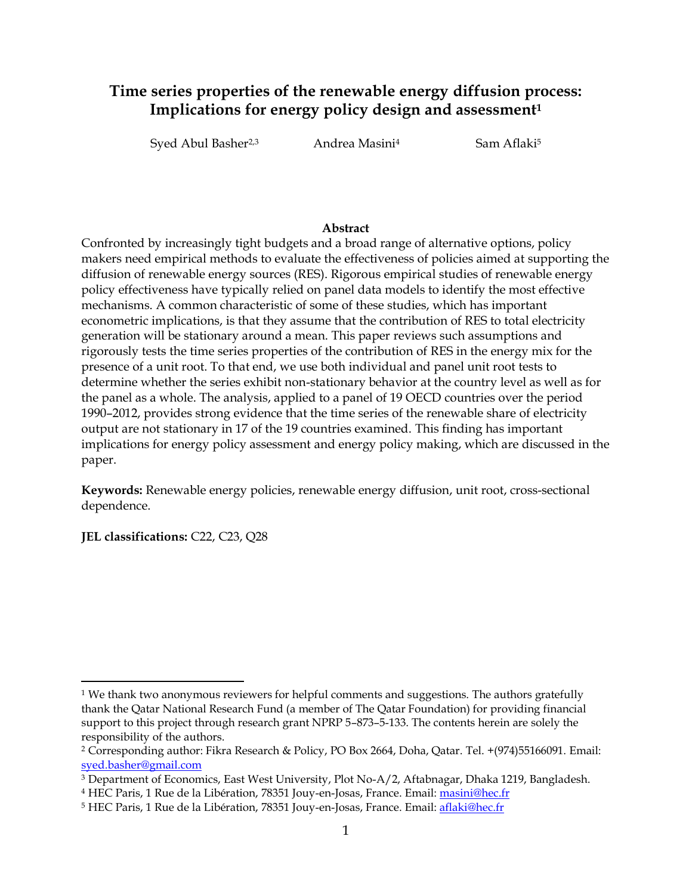# Time series properties of the renewable energy diffusion process: Implications for energy policy design and assessment[1]

Syed Abul Basher[2,3] Andrea Masini[4] Sam Aflaki[5]

**Abstract**

Confronted by increasingly tight budgets and a broad range of alternative options, policy makers need empirical methods to evaluate the effectiveness of policies aimed at supporting the diffusion of renewable energy sources (RES). Rigorous empirical studies of renewable energy policy effectiveness have typically relied on panel data models to identify the most effective mechanisms. A common characteristic of some of these studies, which has important econometric implications, is that they assume that the contribution of RES to total electricity generation will be stationary around a mean. This paper reviews such assumptions and rigorously tests the time series properties of the contribution of RES in the energy mix for the presence of a unit root. To that end, we use both individual and panel unit root tests to determine whether the series exhibit non-stationary behavior at the country level as well as for the panel as a whole. The analysis, applied to a panel of 19 OECD countries over the period 1990–2012, provides strong evidence that the time series of the renewable share of electricity output are not stationary in 17 of the 19 countries examined. This finding has important implications for energy policy assessment and energy policy making, which are discussed in the paper.

**Keywords:** Renewable energy policies, renewable energy diffusion, unit root, cross-sectional dependence.

**JEL classifications:** C22, C23, Q28

---

[1] We thank two anonymous reviewers for helpful comments and suggestions. The authors gratefully thank the Qatar National Research Fund (a member of The Qatar Foundation) for providing financial support to this project through research grant NPRP 5–873–5-133. The contents herein are solely the responsibility of the authors.

[2] Corresponding author: Fikra Research & Policy, PO Box 2664, Doha, Qatar. Tel. +(974)55166091. Email: syed.basher@gmail.com

[3] Department of Economics, East West University, Plot No-A/2, Aftabnagar, Dhaka 1219, Bangladesh.

[4] HEC Paris, 1 Rue de la Libération, 78351 Jouy-en-Josas, France. Email: masini@hec.fr

[5] HEC Paris, 1 Rue de la Libération, 78351 Jouy-en-Josas, France. Email: aflaki@hec.fr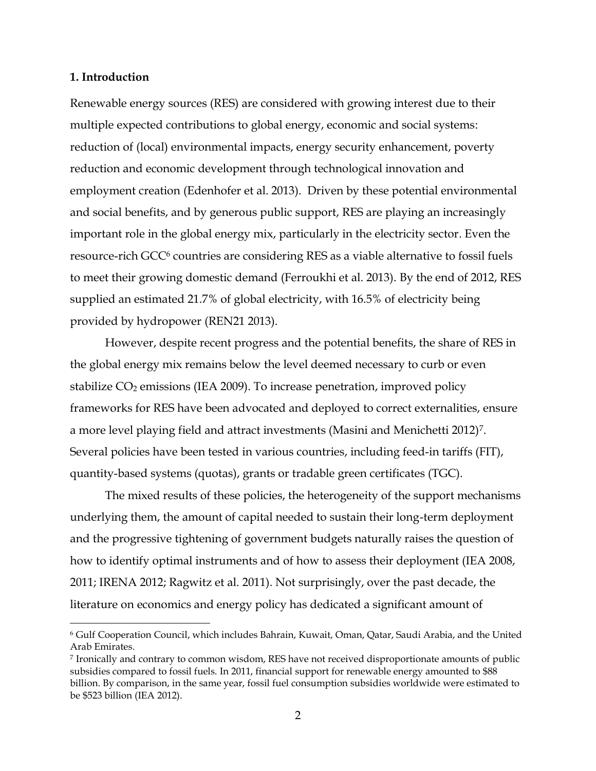## 1. Introduction

Renewable energy sources (RES) are considered with growing interest due to their multiple expected contributions to global energy, economic and social systems: reduction of (local) environmental impacts, energy security enhancement, poverty reduction and economic development through technological innovation and employment creation (Edenhofer et al. 2013). Driven by these potential environmental and social benefits, and by generous public support, RES are playing an increasingly important role in the global energy mix, particularly in the electricity sector. Even the resource-rich GCC[6] countries are considering RES as a viable alternative to fossil fuels to meet their growing domestic demand (Ferroukhi et al. 2013). By the end of 2012, RES supplied an estimated 21.7% of global electricity, with 16.5% of electricity being provided by hydropower (REN21 2013).

However, despite recent progress and the potential benefits, the share of RES in the global energy mix remains below the level deemed necessary to curb or even stabilize $CO_2$ emissions (IEA 2009). To increase penetration, improved policy frameworks for RES have been advocated and deployed to correct externalities, ensure a more level playing field and attract investments (Masini and Menichetti 2012)[7]. Several policies have been tested in various countries, including feed-in tariffs (FIT), quantity-based systems (quotas), grants or tradable green certificates (TGC).

The mixed results of these policies, the heterogeneity of the support mechanisms underlying them, the amount of capital needed to sustain their long-term deployment and the progressive tightening of government budgets naturally raises the question of how to identify optimal instruments and of how to assess their deployment (IEA 2008, 2011; IRENA 2012; Ragwitz et al. 2011). Not surprisingly, over the past decade, the literature on economics and energy policy has dedicated a significant amount of

---

[6] Gulf Cooperation Council, which includes Bahrain, Kuwait, Oman, Qatar, Saudi Arabia, and the United Arab Emirates.

[7] Ironically and contrary to common wisdom, RES have not received disproportionate amounts of public subsidies compared to fossil fuels. In 2011, financial support for renewable energy amounted to $88 billion. By comparison, in the same year, fossil fuel consumption subsidies worldwide were estimated to be $523 billion (IEA 2012).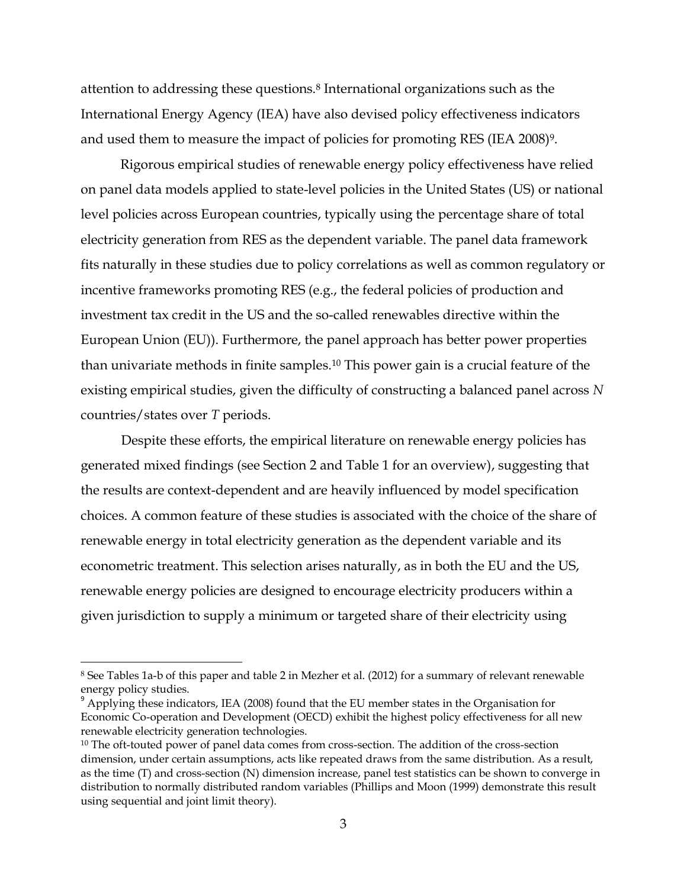attention to addressing these questions.[8] International organizations such as the International Energy Agency (IEA) have also devised policy effectiveness indicators and used them to measure the impact of policies for promoting RES (IEA 2008)[9].

Rigorous empirical studies of renewable energy policy effectiveness have relied on panel data models applied to state-level policies in the United States (US) or national level policies across European countries, typically using the percentage share of total electricity generation from RES as the dependent variable. The panel data framework fits naturally in these studies due to policy correlations as well as common regulatory or incentive frameworks promoting RES (e.g., the federal policies of production and investment tax credit in the US and the so-called renewables directive within the European Union (EU)). Furthermore, the panel approach has better power properties than univariate methods in finite samples.[10] This power gain is a crucial feature of the existing empirical studies, given the difficulty of constructing a balanced panel across *N* countries/states over *T* periods.

Despite these efforts, the empirical literature on renewable energy policies has generated mixed findings (see Section 2 and Table 1 for an overview), suggesting that the results are context-dependent and are heavily influenced by model specification choices. A common feature of these studies is associated with the choice of the share of renewable energy in total electricity generation as the dependent variable and its econometric treatment. This selection arises naturally, as in both the EU and the US, renewable energy policies are designed to encourage electricity producers within a given jurisdiction to supply a minimum or targeted share of their electricity using

---

[8] See Tables 1a-b of this paper and table 2 in Mezher et al. (2012) for a summary of relevant renewable energy policy studies.

[9] Applying these indicators, IEA (2008) found that the EU member states in the Organisation for Economic Co-operation and Development (OECD) exhibit the highest policy effectiveness for all new renewable electricity generation technologies.

[10] The oft-touted power of panel data comes from cross-section. The addition of the cross-section dimension, under certain assumptions, acts like repeated draws from the same distribution. As a result, as the time (T) and cross-section (N) dimension increase, panel test statistics can be shown to converge in distribution to normally distributed random variables (Phillips and Moon (1999) demonstrate this result using sequential and joint limit theory).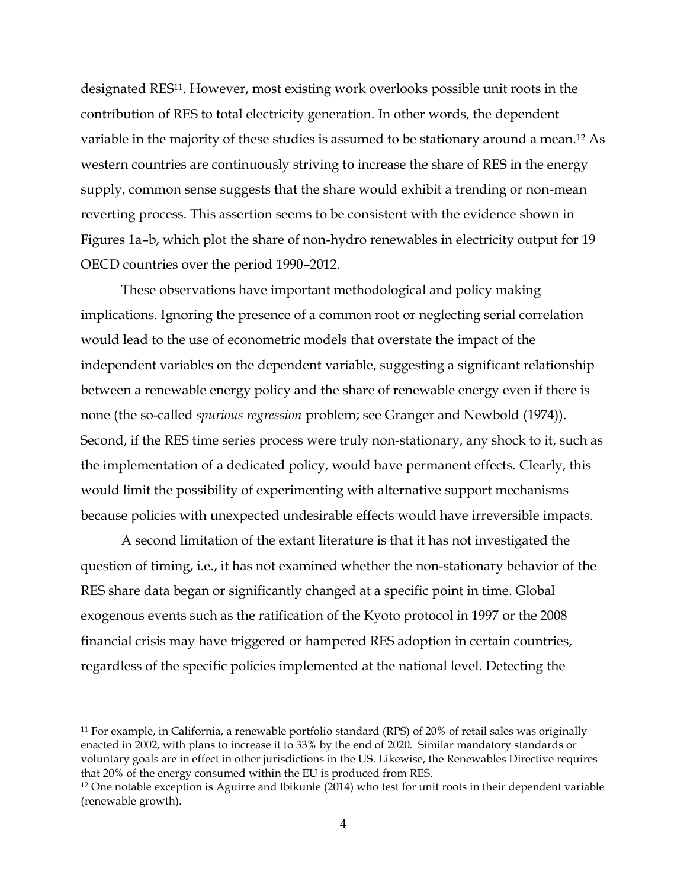designated RES[11]. However, most existing work overlooks possible unit roots in the contribution of RES to total electricity generation. In other words, the dependent variable in the majority of these studies is assumed to be stationary around a mean.[12] As western countries are continuously striving to increase the share of RES in the energy supply, common sense suggests that the share would exhibit a trending or non-mean reverting process. This assertion seems to be consistent with the evidence shown in Figures 1a–b, which plot the share of non-hydro renewables in electricity output for 19 OECD countries over the period 1990–2012.

These observations have important methodological and policy making implications. Ignoring the presence of a common root or neglecting serial correlation would lead to the use of econometric models that overstate the impact of the independent variables on the dependent variable, suggesting a significant relationship between a renewable energy policy and the share of renewable energy even if there is none (the so-called *spurious regression* problem; see Granger and Newbold (1974)). Second, if the RES time series process were truly non-stationary, any shock to it, such as the implementation of a dedicated policy, would have permanent effects. Clearly, this would limit the possibility of experimenting with alternative support mechanisms because policies with unexpected undesirable effects would have irreversible impacts.

A second limitation of the extant literature is that it has not investigated the question of timing, i.e., it has not examined whether the non-stationary behavior of the RES share data began or significantly changed at a specific point in time. Global exogenous events such as the ratification of the Kyoto protocol in 1997 or the 2008 financial crisis may have triggered or hampered RES adoption in certain countries, regardless of the specific policies implemented at the national level. Detecting the

---

[11] For example, in California, a renewable portfolio standard (RPS) of 20% of retail sales was originally enacted in 2002, with plans to increase it to 33% by the end of 2020. Similar mandatory standards or voluntary goals are in effect in other jurisdictions in the US. Likewise, the Renewables Directive requires that 20% of the energy consumed within the EU is produced from RES.

[12] One notable exception is Aguirre and Ibikunle (2014) who test for unit roots in their dependent variable (renewable growth).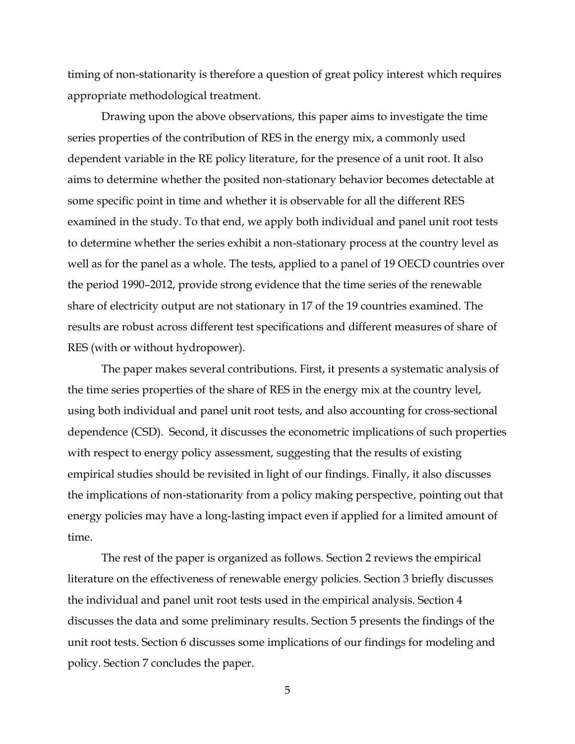timing of non-stationarity is therefore a question of great policy interest which requires appropriate methodological treatment.

Drawing upon the above observations, this paper aims to investigate the time series properties of the contribution of RES in the energy mix, a commonly used dependent variable in the RE policy literature, for the presence of a unit root. It also aims to determine whether the posited non-stationary behavior becomes detectable at some specific point in time and whether it is observable for all the different RES examined in the study. To that end, we apply both individual and panel unit root tests to determine whether the series exhibit a non-stationary process at the country level as well as for the panel as a whole. The tests, applied to a panel of 19 OECD countries over the period 1990–2012, provide strong evidence that the time series of the renewable share of electricity output are not stationary in 17 of the 19 countries examined. The results are robust across different test specifications and different measures of share of RES (with or without hydropower).

The paper makes several contributions. First, it presents a systematic analysis of the time series properties of the share of RES in the energy mix at the country level, using both individual and panel unit root tests, and also accounting for cross-sectional dependence (CSD). Second, it discusses the econometric implications of such properties with respect to energy policy assessment, suggesting that the results of existing empirical studies should be revisited in light of our findings. Finally, it also discusses the implications of non-stationarity from a policy making perspective, pointing out that energy policies may have a long-lasting impact even if applied for a limited amount of time.

The rest of the paper is organized as follows. Section 2 reviews the empirical literature on the effectiveness of renewable energy policies. Section 3 briefly discusses the individual and panel unit root tests used in the empirical analysis. Section 4 discusses the data and some preliminary results. Section 5 presents the findings of the unit root tests. Section 6 discusses some implications of our findings for modeling and policy. Section 7 concludes the paper.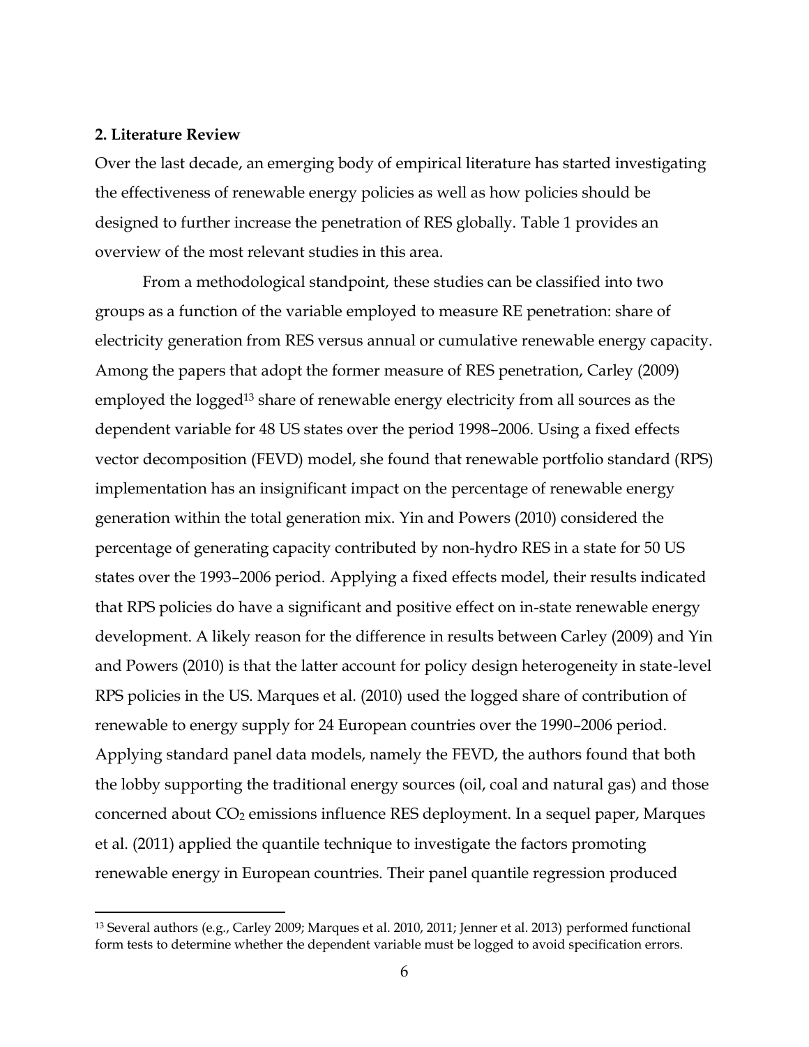## 2. Literature Review

Over the last decade, an emerging body of empirical literature has started investigating the effectiveness of renewable energy policies as well as how policies should be designed to further increase the penetration of RES globally. Table 1 provides an overview of the most relevant studies in this area.

From a methodological standpoint, these studies can be classified into two groups as a function of the variable employed to measure RE penetration: share of electricity generation from RES versus annual or cumulative renewable energy capacity. Among the papers that adopt the former measure of RES penetration, Carley (2009) employed the logged[13] share of renewable energy electricity from all sources as the dependent variable for 48 US states over the period 1998–2006. Using a fixed effects vector decomposition (FEVD) model, she found that renewable portfolio standard (RPS) implementation has an insignificant impact on the percentage of renewable energy generation within the total generation mix. Yin and Powers (2010) considered the percentage of generating capacity contributed by non-hydro RES in a state for 50 US states over the 1993–2006 period. Applying a fixed effects model, their results indicated that RPS policies do have a significant and positive effect on in-state renewable energy development. A likely reason for the difference in results between Carley (2009) and Yin and Powers (2010) is that the latter account for policy design heterogeneity in state-level RPS policies in the US. Marques et al. (2010) used the logged share of contribution of renewable to energy supply for 24 European countries over the 1990–2006 period. Applying standard panel data models, namely the FEVD, the authors found that both the lobby supporting the traditional energy sources (oil, coal and natural gas) and those concerned about $CO_2$ emissions influence RES deployment. In a sequel paper, Marques et al. (2011) applied the quantile technique to investigate the factors promoting renewable energy in European countries. Their panel quantile regression produced

[13] Several authors (e.g., Carley 2009; Marques et al. 2010, 2011; Jenner et al. 2013) performed functional form tests to determine whether the dependent variable must be logged to avoid specification errors.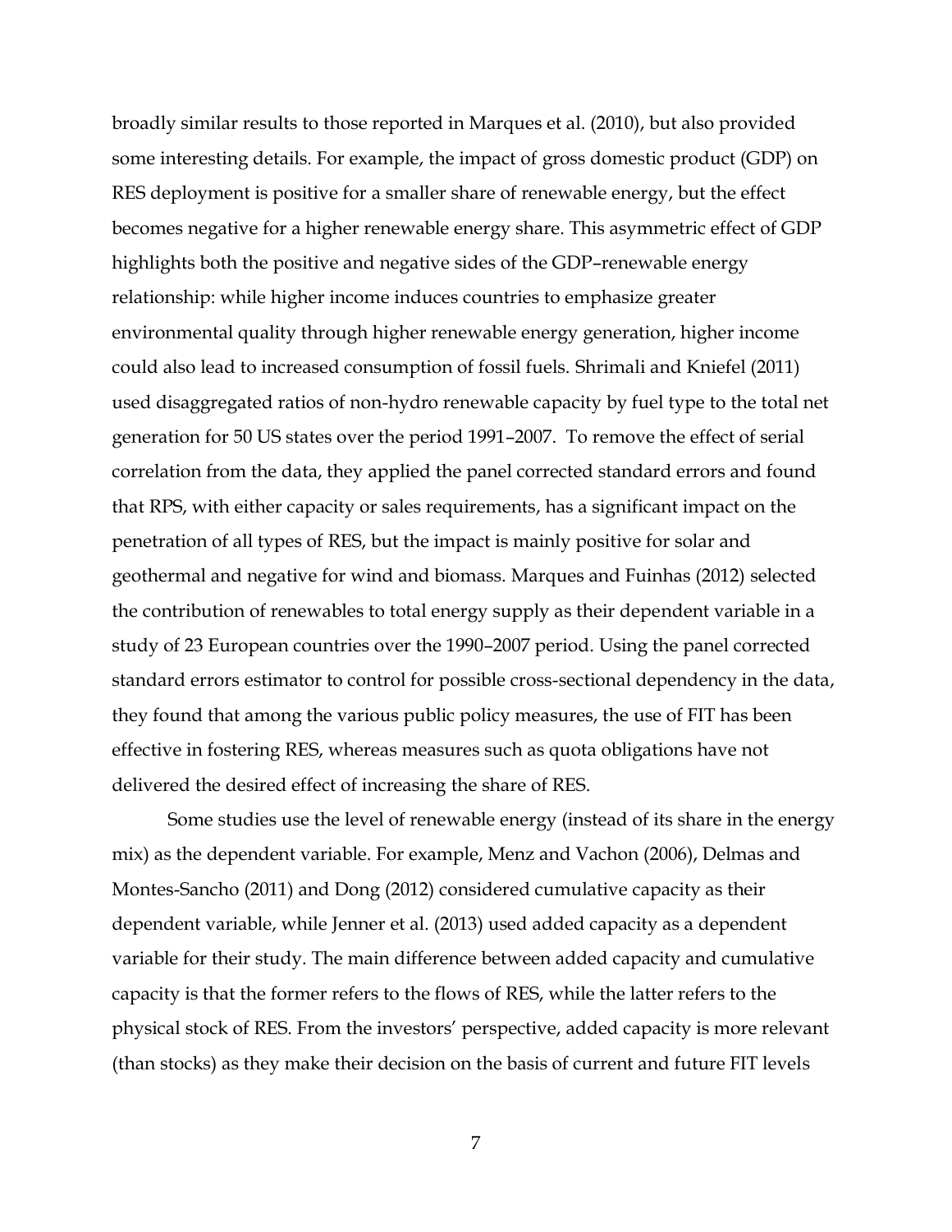broadly similar results to those reported in Marques et al. (2010), but also provided some interesting details. For example, the impact of gross domestic product (GDP) on RES deployment is positive for a smaller share of renewable energy, but the effect becomes negative for a higher renewable energy share. This asymmetric effect of GDP highlights both the positive and negative sides of the GDP–renewable energy relationship: while higher income induces countries to emphasize greater environmental quality through higher renewable energy generation, higher income could also lead to increased consumption of fossil fuels. Shrimali and Kniefel (2011) used disaggregated ratios of non-hydro renewable capacity by fuel type to the total net generation for 50 US states over the period 1991–2007. To remove the effect of serial correlation from the data, they applied the panel corrected standard errors and found that RPS, with either capacity or sales requirements, has a significant impact on the penetration of all types of RES, but the impact is mainly positive for solar and geothermal and negative for wind and biomass. Marques and Fuinhas (2012) selected the contribution of renewables to total energy supply as their dependent variable in a study of 23 European countries over the 1990–2007 period. Using the panel corrected standard errors estimator to control for possible cross-sectional dependency in the data, they found that among the various public policy measures, the use of FIT has been effective in fostering RES, whereas measures such as quota obligations have not delivered the desired effect of increasing the share of RES.

Some studies use the level of renewable energy (instead of its share in the energy mix) as the dependent variable. For example, Menz and Vachon (2006), Delmas and Montes-Sancho (2011) and Dong (2012) considered cumulative capacity as their dependent variable, while Jenner et al. (2013) used added capacity as a dependent variable for their study. The main difference between added capacity and cumulative capacity is that the former refers to the flows of RES, while the latter refers to the physical stock of RES. From the investors' perspective, added capacity is more relevant (than stocks) as they make their decision on the basis of current and future FIT levels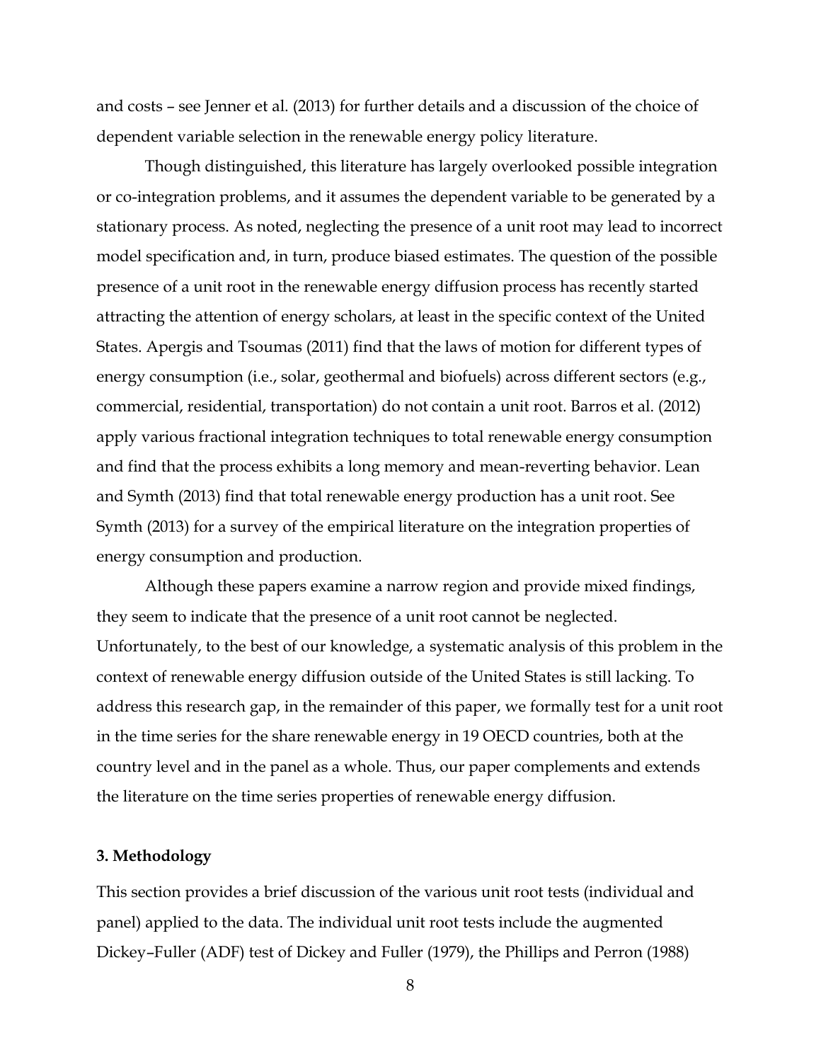and costs – see Jenner et al. (2013) for further details and a discussion of the choice of dependent variable selection in the renewable energy policy literature.

Though distinguished, this literature has largely overlooked possible integration or co-integration problems, and it assumes the dependent variable to be generated by a stationary process. As noted, neglecting the presence of a unit root may lead to incorrect model specification and, in turn, produce biased estimates. The question of the possible presence of a unit root in the renewable energy diffusion process has recently started attracting the attention of energy scholars, at least in the specific context of the United States. Apergis and Tsoumas (2011) find that the laws of motion for different types of energy consumption (i.e., solar, geothermal and biofuels) across different sectors (e.g., commercial, residential, transportation) do not contain a unit root. Barros et al. (2012) apply various fractional integration techniques to total renewable energy consumption and find that the process exhibits a long memory and mean-reverting behavior. Lean and Symth (2013) find that total renewable energy production has a unit root. See Symth (2013) for a survey of the empirical literature on the integration properties of energy consumption and production.

Although these papers examine a narrow region and provide mixed findings, they seem to indicate that the presence of a unit root cannot be neglected. Unfortunately, to the best of our knowledge, a systematic analysis of this problem in the context of renewable energy diffusion outside of the United States is still lacking. To address this research gap, in the remainder of this paper, we formally test for a unit root in the time series for the share renewable energy in 19 OECD countries, both at the country level and in the panel as a whole. Thus, our paper complements and extends the literature on the time series properties of renewable energy diffusion.

### 3. Methodology

This section provides a brief discussion of the various unit root tests (individual and panel) applied to the data. The individual unit root tests include the augmented Dickey–Fuller (ADF) test of Dickey and Fuller (1979), the Phillips and Perron (1988)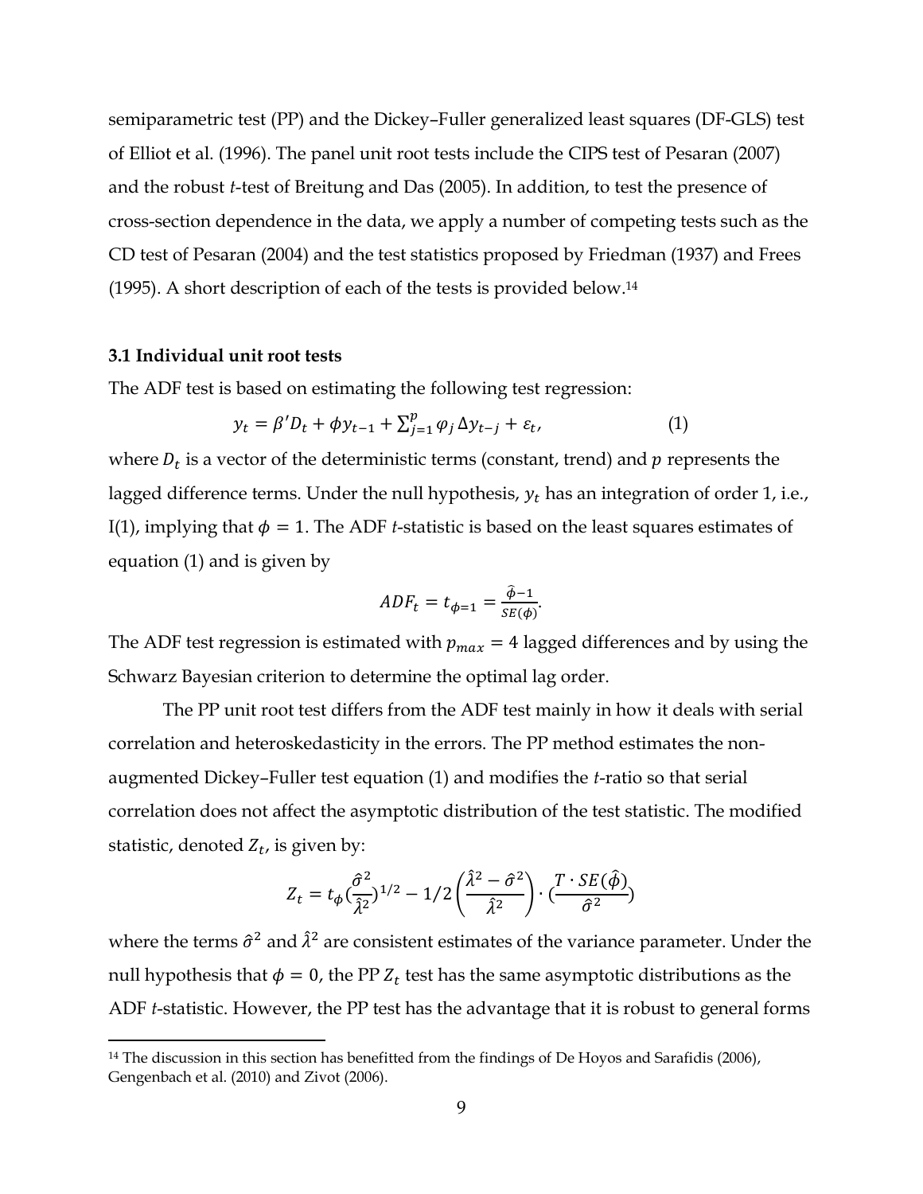semiparametric test (PP) and the Dickey–Fuller generalized least squares (DF-GLS) test of Elliot et al. (1996). The panel unit root tests include the CIPS test of Pesaran (2007) and the robust *t*-test of Breitung and Das (2005). In addition, to test the presence of cross-section dependence in the data, we apply a number of competing tests such as the CD test of Pesaran (2004) and the test statistics proposed by Friedman (1937) and Frees (1995). A short description of each of the tests is provided below.[14]

### 3.1 Individual unit root tests

The ADF test is based on estimating the following test regression:

$$y_t = \beta' D_t + \phi y_{t-1} + \sum_{j=1}^{p} \varphi_j \Delta y_{t-j} + \varepsilon_t, \tag{1}$$

where $D_t$ is a vector of the deterministic terms (constant, trend) and $p$ represents the lagged difference terms. Under the null hypothesis, $y_t$ has an integration of order 1, i.e., I(1), implying that $\phi = 1$. The ADF *t*-statistic is based on the least squares estimates of equation (1) and is given by

$$ADF_t = t_{\phi=1} = \frac{\hat{\phi}-1}{SE(\phi)}.$$

The ADF test regression is estimated with $p_{max} = 4$ lagged differences and by using the Schwarz Bayesian criterion to determine the optimal lag order.

The PP unit root test differs from the ADF test mainly in how it deals with serial correlation and heteroskedasticity in the errors. The PP method estimates the non-augmented Dickey–Fuller test equation (1) and modifies the *t*-ratio so that serial correlation does not affect the asymptotic distribution of the test statistic. The modified statistic, denoted $Z_t$, is given by:

$$Z_t = t_\phi \left(\frac{\hat{\sigma}^2}{\hat{\lambda}^2}\right)^{1/2} - 1/2\left(\frac{\hat{\lambda}^2 - \hat{\sigma}^2}{\hat{\lambda}^2}\right) \cdot \left(\frac{T \cdot SE(\hat{\phi})}{\hat{\sigma}^2}\right)$$

where the terms $\hat{\sigma}^2$ and $\hat{\lambda}^2$ are consistent estimates of the variance parameter. Under the null hypothesis that $\phi = 0$, the PP $Z_t$ test has the same asymptotic distributions as the ADF *t*-statistic. However, the PP test has the advantage that it is robust to general forms

[14] The discussion in this section has benefitted from the findings of De Hoyos and Sarafidis (2006), Gengenbach et al. (2010) and Zivot (2006).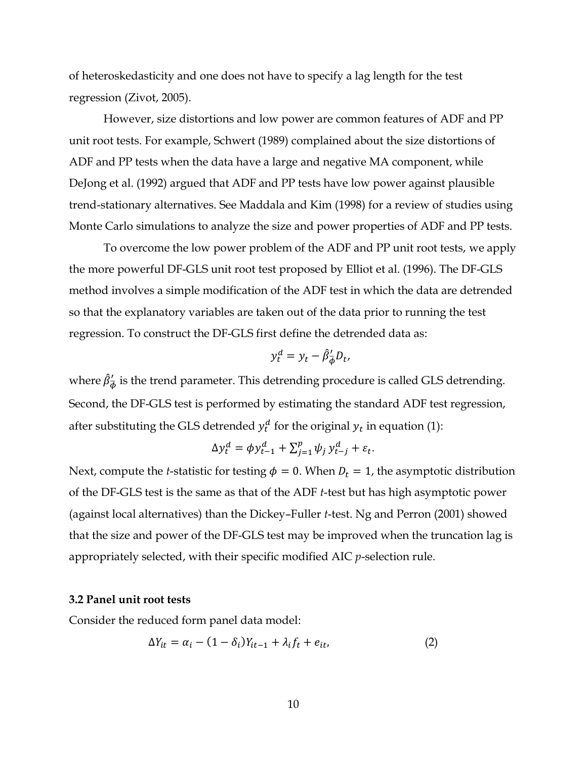of heteroskedasticity and one does not have to specify a lag length for the test regression (Zivot, 2005).

However, size distortions and low power are common features of ADF and PP unit root tests. For example, Schwert (1989) complained about the size distortions of ADF and PP tests when the data have a large and negative MA component, while DeJong et al. (1992) argued that ADF and PP tests have low power against plausible trend-stationary alternatives. See Maddala and Kim (1998) for a review of studies using Monte Carlo simulations to analyze the size and power properties of ADF and PP tests.

To overcome the low power problem of the ADF and PP unit root tests, we apply the more powerful DF-GLS unit root test proposed by Elliot et al. (1996). The DF-GLS method involves a simple modification of the ADF test in which the data are detrended so that the explanatory variables are taken out of the data prior to running the test regression. To construct the DF-GLS first define the detrended data as:

$$y_t^d = y_t - \hat{\beta}_{\bar{\phi}}' D_t,$$

where $\hat{\beta}_{\bar{\phi}}'$ is the trend parameter. This detrending procedure is called GLS detrending. Second, the DF-GLS test is performed by estimating the standard ADF test regression, after substituting the GLS detrended $y_t^d$ for the original $y_t$ in equation (1):

$$\Delta y_t^d = \phi y_{t-1}^d + \sum_{j=1}^{p} \psi_j \, y_{t-j}^d + \varepsilon_t.$$

Next, compute the *t*-statistic for testing $\phi = 0$. When $D_t = 1$, the asymptotic distribution of the DF-GLS test is the same as that of the ADF *t*-test but has high asymptotic power (against local alternatives) than the Dickey–Fuller *t*-test. Ng and Perron (2001) showed that the size and power of the DF-GLS test may be improved when the truncation lag is appropriately selected, with their specific modified AIC *p*-selection rule.

### 3.2 Panel unit root tests

Consider the reduced form panel data model:

$$\Delta Y_{it} = \alpha_i - (1 - \delta_i) Y_{it-1} + \lambda_i f_t + e_{it}, \tag{2}$$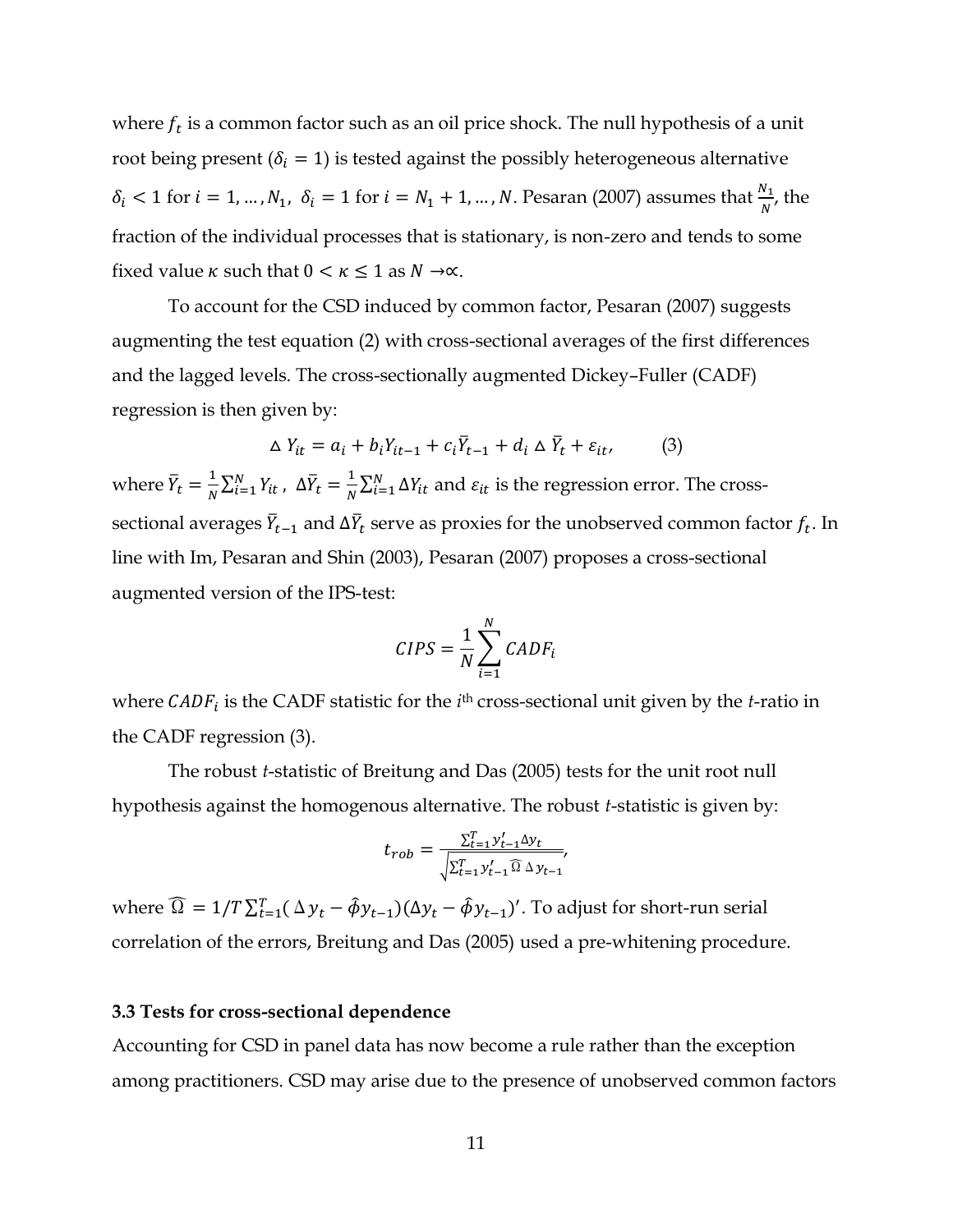where $f_t$ is a common factor such as an oil price shock. The null hypothesis of a unit root being present ($\delta_i = 1$) is tested against the possibly heterogeneous alternative $\delta_i < 1$ for $i = 1, \ldots, N_1$, $\delta_i = 1$ for $i = N_1 + 1, \ldots, N$. Pesaran (2007) assumes that $\frac{N_1}{N}$, the fraction of the individual processes that is stationary, is non-zero and tends to some fixed value $\kappa$ such that $0 < \kappa \leq 1$ as $N \to \infty$.

To account for the CSD induced by common factor, Pesaran (2007) suggests augmenting the test equation (2) with cross-sectional averages of the first differences and the lagged levels. The cross-sectionally augmented Dickey–Fuller (CADF) regression is then given by:

$$\Delta Y_{it} = a_i + b_i Y_{it-1} + c_i \bar{Y}_{t-1} + d_i \Delta \bar{Y}_t + \varepsilon_{it}, \qquad (3)$$

where $\bar{Y}_t = \frac{1}{N}\sum_{i=1}^{N} Y_{it}$, $\Delta\bar{Y}_t = \frac{1}{N}\sum_{i=1}^{N} \Delta Y_{it}$ and $\varepsilon_{it}$ is the regression error. The cross-sectional averages $\bar{Y}_{t-1}$ and $\Delta\bar{Y}_t$ serve as proxies for the unobserved common factor $f_t$. In line with Im, Pesaran and Shin (2003), Pesaran (2007) proposes a cross-sectional augmented version of the IPS-test:

$$CIPS = \frac{1}{N}\sum_{i=1}^{N} CADF_i$$

where $CADF_i$ is the CADF statistic for the $i$th cross-sectional unit given by the $t$-ratio in the CADF regression (3).

The robust $t$-statistic of Breitung and Das (2005) tests for the unit root null hypothesis against the homogenous alternative. The robust $t$-statistic is given by:

$$t_{rob} = \frac{\sum_{t=1}^{T} y'_{t-1}\Delta y_t}{\sqrt{\sum_{t=1}^{T} y'_{t-1}\widehat{\Omega}\,\Delta y_{t-1}}},$$

where $\widehat{\Omega} = 1/T\sum_{t=1}^{T}(\Delta y_t - \hat{\phi} y_{t-1})(\Delta y_t - \hat{\phi} y_{t-1})'$. To adjust for short-run serial correlation of the errors, Breitung and Das (2005) used a pre-whitening procedure.

### 3.3 Tests for cross-sectional dependence

Accounting for CSD in panel data has now become a rule rather than the exception among practitioners. CSD may arise due to the presence of unobserved common factors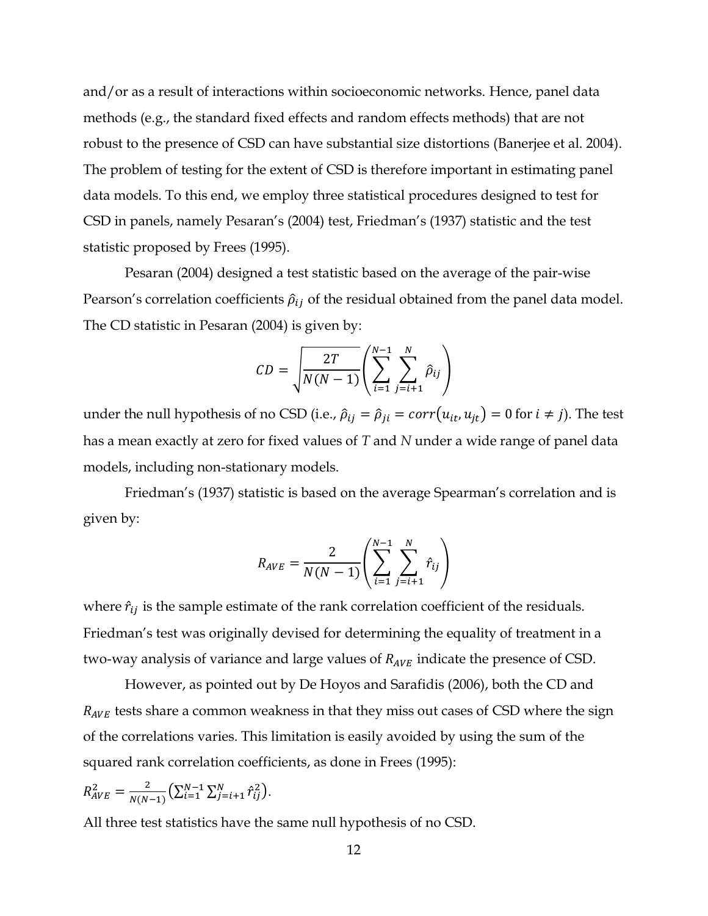and/or as a result of interactions within socioeconomic networks. Hence, panel data methods (e.g., the standard fixed effects and random effects methods) that are not robust to the presence of CSD can have substantial size distortions (Banerjee et al. 2004). The problem of testing for the extent of CSD is therefore important in estimating panel data models. To this end, we employ three statistical procedures designed to test for CSD in panels, namely Pesaran's (2004) test, Friedman's (1937) statistic and the test statistic proposed by Frees (1995).

Pesaran (2004) designed a test statistic based on the average of the pair-wise Pearson's correlation coefficients $\hat{\rho}_{ij}$ of the residual obtained from the panel data model. The CD statistic in Pesaran (2004) is given by:

$$CD = \sqrt{\frac{2T}{N(N-1)}}\left(\sum_{i=1}^{N-1}\sum_{j=i+1}^{N}\hat{\rho}_{ij}\right)$$

under the null hypothesis of no CSD (i.e., $\hat{\rho}_{ij} = \hat{\rho}_{ji} = corr(u_{it}, u_{jt}) = 0$ for $i \neq j$). The test has a mean exactly at zero for fixed values of $T$ and $N$ under a wide range of panel data models, including non-stationary models.

Friedman's (1937) statistic is based on the average Spearman's correlation and is given by:

$$R_{AVE} = \frac{2}{N(N-1)}\left(\sum_{i=1}^{N-1}\sum_{j=i+1}^{N}\hat{r}_{ij}\right)$$

where $\hat{r}_{ij}$ is the sample estimate of the rank correlation coefficient of the residuals. Friedman's test was originally devised for determining the equality of treatment in a two-way analysis of variance and large values of $R_{AVE}$ indicate the presence of CSD.

However, as pointed out by De Hoyos and Sarafidis (2006), both the CD and $R_{AVE}$ tests share a common weakness in that they miss out cases of CSD where the sign of the correlations varies. This limitation is easily avoided by using the sum of the squared rank correlation coefficients, as done in Frees (1995):

$R_{AVE}^2 = \frac{2}{N(N-1)}\left(\sum_{i=1}^{N-1}\sum_{j=i+1}^{N}\hat{r}_{ij}^2\right)$.

All three test statistics have the same null hypothesis of no CSD.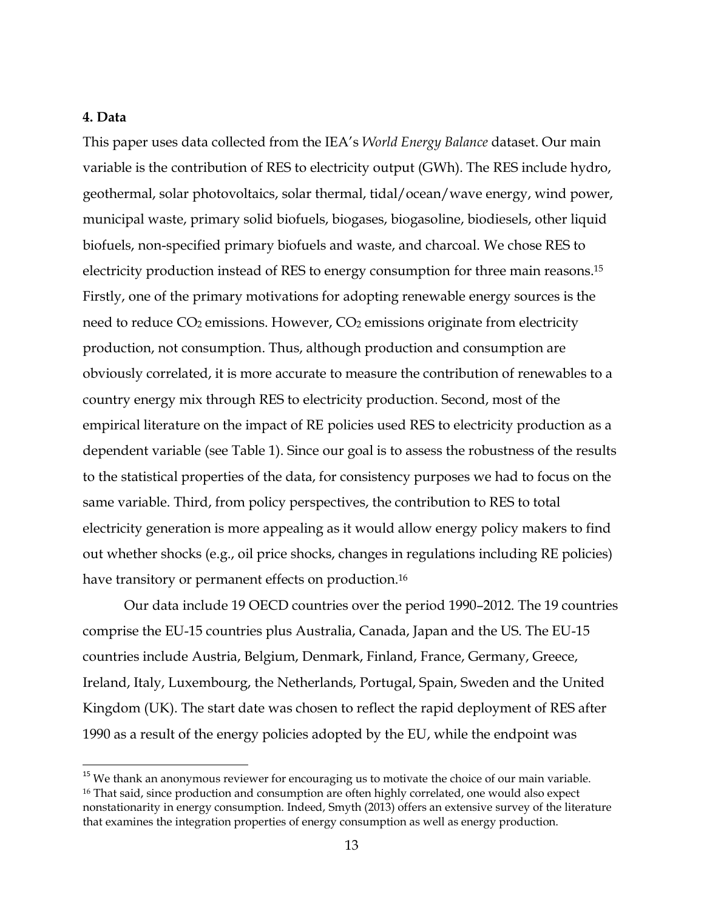## 4. Data

This paper uses data collected from the IEA's *World Energy Balance* dataset. Our main variable is the contribution of RES to electricity output (GWh). The RES include hydro, geothermal, solar photovoltaics, solar thermal, tidal/ocean/wave energy, wind power, municipal waste, primary solid biofuels, biogases, biogasoline, biodiesels, other liquid biofuels, non-specified primary biofuels and waste, and charcoal. We chose RES to electricity production instead of RES to energy consumption for three main reasons.[15] Firstly, one of the primary motivations for adopting renewable energy sources is the need to reduce $CO_2$ emissions. However, $CO_2$ emissions originate from electricity production, not consumption. Thus, although production and consumption are obviously correlated, it is more accurate to measure the contribution of renewables to a country energy mix through RES to electricity production. Second, most of the empirical literature on the impact of RE policies used RES to electricity production as a dependent variable (see Table 1). Since our goal is to assess the robustness of the results to the statistical properties of the data, for consistency purposes we had to focus on the same variable. Third, from policy perspectives, the contribution to RES to total electricity generation is more appealing as it would allow energy policy makers to find out whether shocks (e.g., oil price shocks, changes in regulations including RE policies) have transitory or permanent effects on production.[16]

Our data include 19 OECD countries over the period 1990–2012. The 19 countries comprise the EU-15 countries plus Australia, Canada, Japan and the US. The EU-15 countries include Austria, Belgium, Denmark, Finland, France, Germany, Greece, Ireland, Italy, Luxembourg, the Netherlands, Portugal, Spain, Sweden and the United Kingdom (UK). The start date was chosen to reflect the rapid deployment of RES after 1990 as a result of the energy policies adopted by the EU, while the endpoint was

[15] We thank an anonymous reviewer for encouraging us to motivate the choice of our main variable.

[16] That said, since production and consumption are often highly correlated, one would also expect nonstationarity in energy consumption. Indeed, Smyth (2013) offers an extensive survey of the literature that examines the integration properties of energy consumption as well as energy production.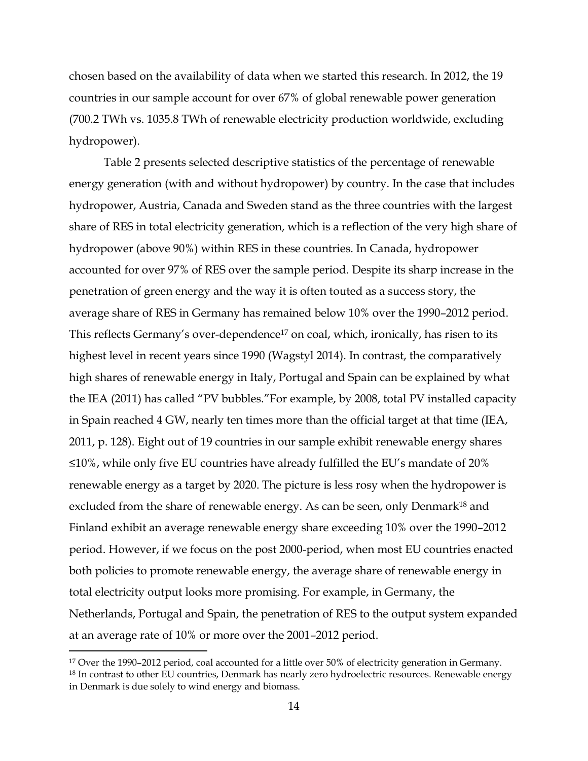chosen based on the availability of data when we started this research. In 2012, the 19 countries in our sample account for over 67% of global renewable power generation (700.2 TWh vs. 1035.8 TWh of renewable electricity production worldwide, excluding hydropower).

Table 2 presents selected descriptive statistics of the percentage of renewable energy generation (with and without hydropower) by country. In the case that includes hydropower, Austria, Canada and Sweden stand as the three countries with the largest share of RES in total electricity generation, which is a reflection of the very high share of hydropower (above 90%) within RES in these countries. In Canada, hydropower accounted for over 97% of RES over the sample period. Despite its sharp increase in the penetration of green energy and the way it is often touted as a success story, the average share of RES in Germany has remained below 10% over the 1990–2012 period. This reflects Germany's over-dependence[17] on coal, which, ironically, has risen to its highest level in recent years since 1990 (Wagstyl 2014). In contrast, the comparatively high shares of renewable energy in Italy, Portugal and Spain can be explained by what the IEA (2011) has called "PV bubbles."For example, by 2008, total PV installed capacity in Spain reached 4 GW, nearly ten times more than the official target at that time (IEA, 2011, p. 128). Eight out of 19 countries in our sample exhibit renewable energy shares ≤10%, while only five EU countries have already fulfilled the EU's mandate of 20% renewable energy as a target by 2020. The picture is less rosy when the hydropower is excluded from the share of renewable energy. As can be seen, only Denmark[18] and Finland exhibit an average renewable energy share exceeding 10% over the 1990–2012 period. However, if we focus on the post 2000-period, when most EU countries enacted both policies to promote renewable energy, the average share of renewable energy in total electricity output looks more promising. For example, in Germany, the Netherlands, Portugal and Spain, the penetration of RES to the output system expanded at an average rate of 10% or more over the 2001–2012 period.

[17] Over the 1990–2012 period, coal accounted for a little over 50% of electricity generation in Germany.

[18] In contrast to other EU countries, Denmark has nearly zero hydroelectric resources. Renewable energy in Denmark is due solely to wind energy and biomass.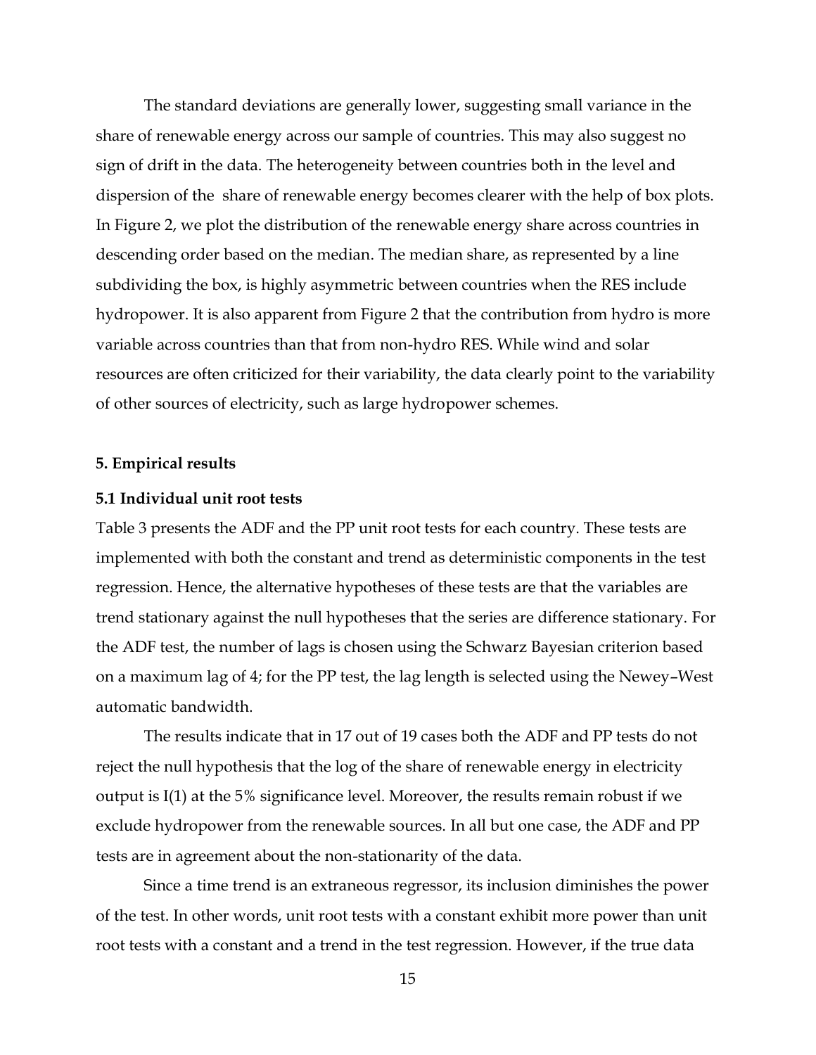The standard deviations are generally lower, suggesting small variance in the share of renewable energy across our sample of countries. This may also suggest no sign of drift in the data. The heterogeneity between countries both in the level and dispersion of the  share of renewable energy becomes clearer with the help of box plots. In Figure 2, we plot the distribution of the renewable energy share across countries in descending order based on the median. The median share, as represented by a line subdividing the box, is highly asymmetric between countries when the RES include hydropower. It is also apparent from Figure 2 that the contribution from hydro is more variable across countries than that from non-hydro RES. While wind and solar resources are often criticized for their variability, the data clearly point to the variability of other sources of electricity, such as large hydropower schemes.

### 5. Empirical results

#### 5.1 Individual unit root tests

Table 3 presents the ADF and the PP unit root tests for each country. These tests are implemented with both the constant and trend as deterministic components in the test regression. Hence, the alternative hypotheses of these tests are that the variables are trend stationary against the null hypotheses that the series are difference stationary. For the ADF test, the number of lags is chosen using the Schwarz Bayesian criterion based on a maximum lag of 4; for the PP test, the lag length is selected using the Newey–West automatic bandwidth.

The results indicate that in 17 out of 19 cases both the ADF and PP tests do not reject the null hypothesis that the log of the share of renewable energy in electricity output is I(1) at the 5% significance level. Moreover, the results remain robust if we exclude hydropower from the renewable sources. In all but one case, the ADF and PP tests are in agreement about the non-stationarity of the data.

Since a time trend is an extraneous regressor, its inclusion diminishes the power of the test. In other words, unit root tests with a constant exhibit more power than unit root tests with a constant and a trend in the test regression. However, if the true data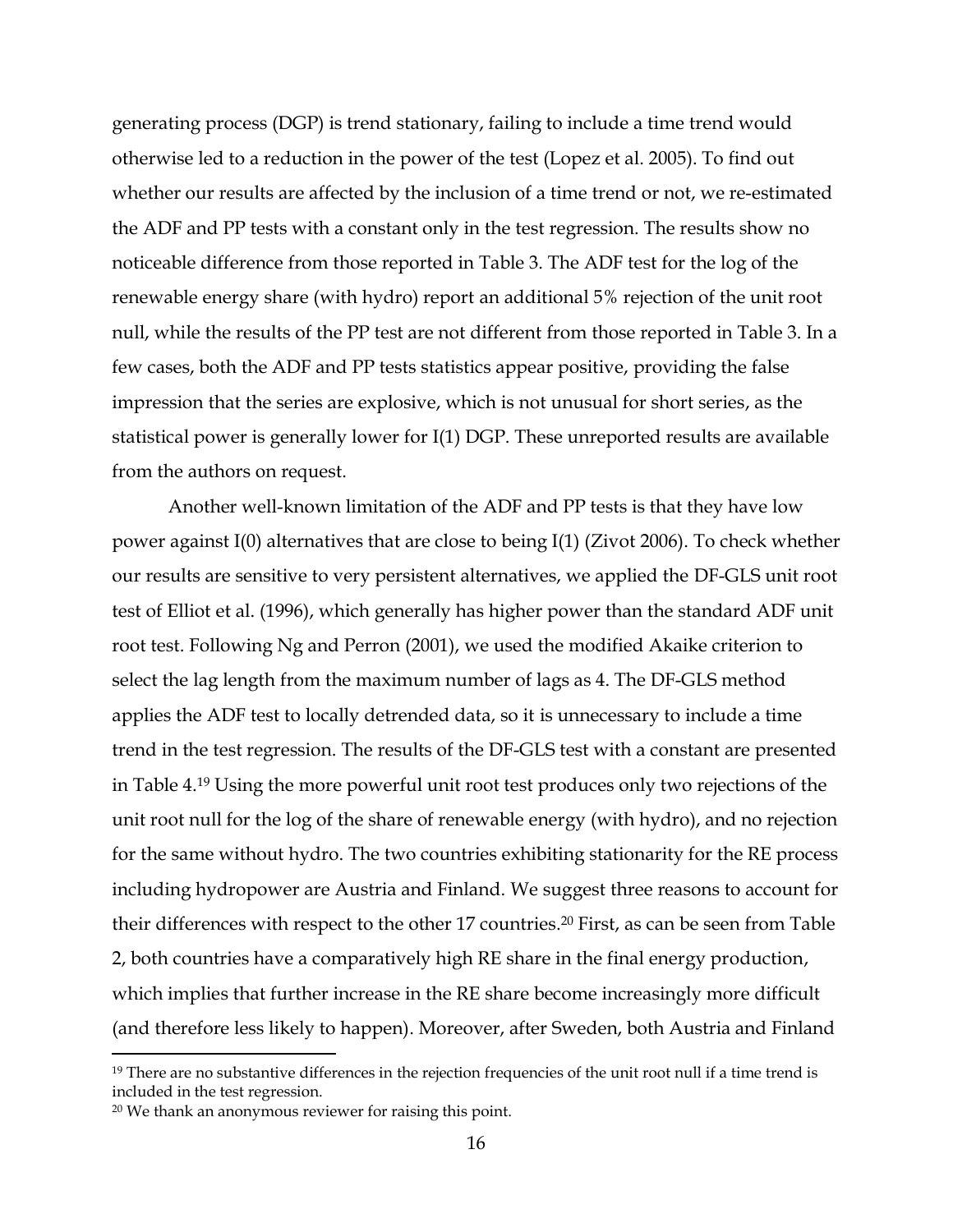generating process (DGP) is trend stationary, failing to include a time trend would otherwise led to a reduction in the power of the test (Lopez et al. 2005). To find out whether our results are affected by the inclusion of a time trend or not, we re-estimated the ADF and PP tests with a constant only in the test regression. The results show no noticeable difference from those reported in Table 3. The ADF test for the log of the renewable energy share (with hydro) report an additional 5% rejection of the unit root null, while the results of the PP test are not different from those reported in Table 3. In a few cases, both the ADF and PP tests statistics appear positive, providing the false impression that the series are explosive, which is not unusual for short series, as the statistical power is generally lower for I(1) DGP. These unreported results are available from the authors on request.

Another well-known limitation of the ADF and PP tests is that they have low power against I(0) alternatives that are close to being I(1) (Zivot 2006). To check whether our results are sensitive to very persistent alternatives, we applied the DF-GLS unit root test of Elliot et al. (1996), which generally has higher power than the standard ADF unit root test. Following Ng and Perron (2001), we used the modified Akaike criterion to select the lag length from the maximum number of lags as 4. The DF-GLS method applies the ADF test to locally detrended data, so it is unnecessary to include a time trend in the test regression. The results of the DF-GLS test with a constant are presented in Table 4.[19] Using the more powerful unit root test produces only two rejections of the unit root null for the log of the share of renewable energy (with hydro), and no rejection for the same without hydro. The two countries exhibiting stationarity for the RE process including hydropower are Austria and Finland. We suggest three reasons to account for their differences with respect to the other 17 countries.[20] First, as can be seen from Table 2, both countries have a comparatively high RE share in the final energy production, which implies that further increase in the RE share become increasingly more difficult (and therefore less likely to happen). Moreover, after Sweden, both Austria and Finland

[19] There are no substantive differences in the rejection frequencies of the unit root null if a time trend is included in the test regression.

[20] We thank an anonymous reviewer for raising this point.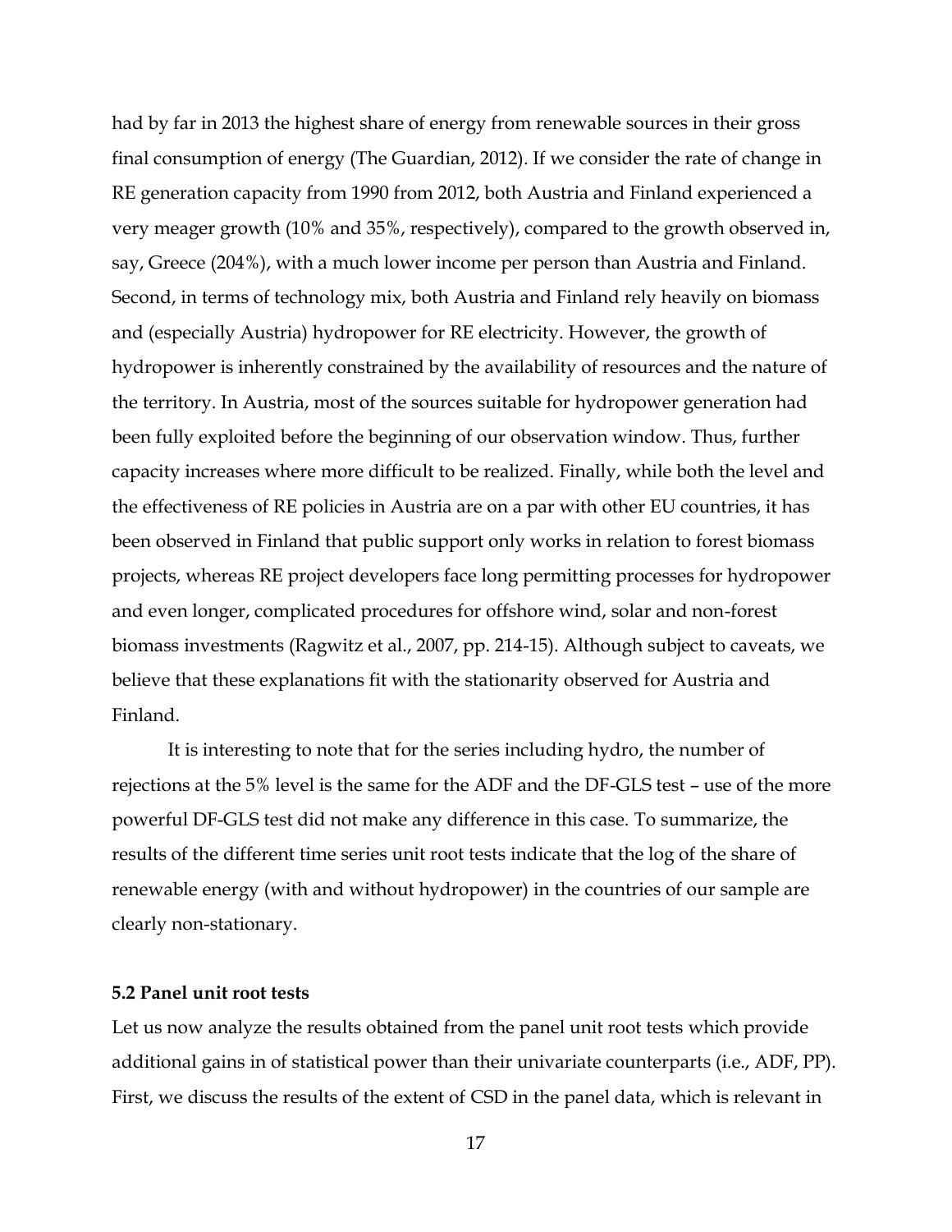had by far in 2013 the highest share of energy from renewable sources in their gross final consumption of energy (The Guardian, 2012). If we consider the rate of change in RE generation capacity from 1990 from 2012, both Austria and Finland experienced a very meager growth (10% and 35%, respectively), compared to the growth observed in, say, Greece (204%), with a much lower income per person than Austria and Finland. Second, in terms of technology mix, both Austria and Finland rely heavily on biomass and (especially Austria) hydropower for RE electricity. However, the growth of hydropower is inherently constrained by the availability of resources and the nature of the territory. In Austria, most of the sources suitable for hydropower generation had been fully exploited before the beginning of our observation window. Thus, further capacity increases where more difficult to be realized. Finally, while both the level and the effectiveness of RE policies in Austria are on a par with other EU countries, it has been observed in Finland that public support only works in relation to forest biomass projects, whereas RE project developers face long permitting processes for hydropower and even longer, complicated procedures for offshore wind, solar and non-forest biomass investments (Ragwitz et al., 2007, pp. 214-15). Although subject to caveats, we believe that these explanations fit with the stationarity observed for Austria and Finland.

It is interesting to note that for the series including hydro, the number of rejections at the 5% level is the same for the ADF and the DF-GLS test – use of the more powerful DF-GLS test did not make any difference in this case. To summarize, the results of the different time series unit root tests indicate that the log of the share of renewable energy (with and without hydropower) in the countries of our sample are clearly non-stationary.

### 5.2 Panel unit root tests

Let us now analyze the results obtained from the panel unit root tests which provide additional gains in of statistical power than their univariate counterparts (i.e., ADF, PP). First, we discuss the results of the extent of CSD in the panel data, which is relevant in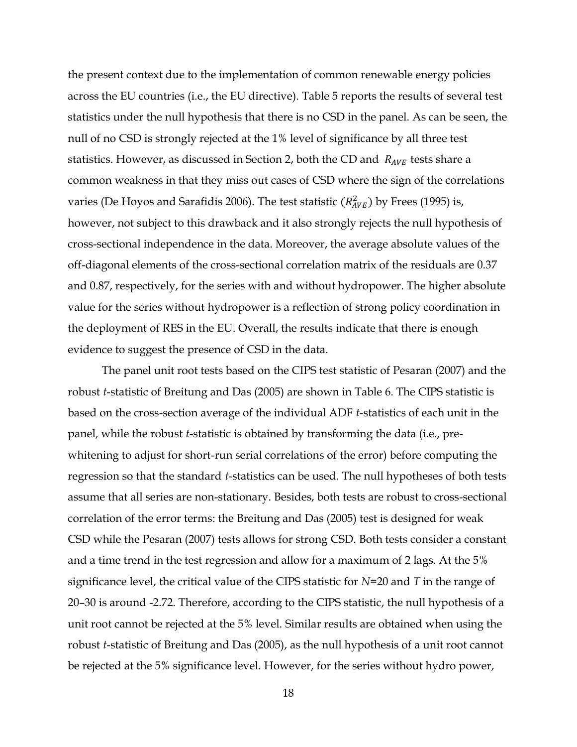the present context due to the implementation of common renewable energy policies across the EU countries (i.e., the EU directive). Table 5 reports the results of several test statistics under the null hypothesis that there is no CSD in the panel. As can be seen, the null of no CSD is strongly rejected at the 1% level of significance by all three test statistics. However, as discussed in Section 2, both the CD and $R_{AVE}$ tests share a common weakness in that they miss out cases of CSD where the sign of the correlations varies (De Hoyos and Sarafidis 2006). The test statistic ($R^2_{AVE}$) by Frees (1995) is, however, not subject to this drawback and it also strongly rejects the null hypothesis of cross-sectional independence in the data. Moreover, the average absolute values of the off-diagonal elements of the cross-sectional correlation matrix of the residuals are 0.37 and 0.87, respectively, for the series with and without hydropower. The higher absolute value for the series without hydropower is a reflection of strong policy coordination in the deployment of RES in the EU. Overall, the results indicate that there is enough evidence to suggest the presence of CSD in the data.

The panel unit root tests based on the CIPS test statistic of Pesaran (2007) and the robust *t*-statistic of Breitung and Das (2005) are shown in Table 6. The CIPS statistic is based on the cross-section average of the individual ADF *t*-statistics of each unit in the panel, while the robust *t*-statistic is obtained by transforming the data (i.e., pre-whitening to adjust for short-run serial correlations of the error) before computing the regression so that the standard *t*-statistics can be used. The null hypotheses of both tests assume that all series are non-stationary. Besides, both tests are robust to cross-sectional correlation of the error terms: the Breitung and Das (2005) test is designed for weak CSD while the Pesaran (2007) tests allows for strong CSD. Both tests consider a constant and a time trend in the test regression and allow for a maximum of 2 lags. At the 5% significance level, the critical value of the CIPS statistic for $N$=20 and $T$ in the range of 20–30 is around -2.72. Therefore, according to the CIPS statistic, the null hypothesis of a unit root cannot be rejected at the 5% level. Similar results are obtained when using the robust *t*-statistic of Breitung and Das (2005), as the null hypothesis of a unit root cannot be rejected at the 5% significance level. However, for the series without hydro power,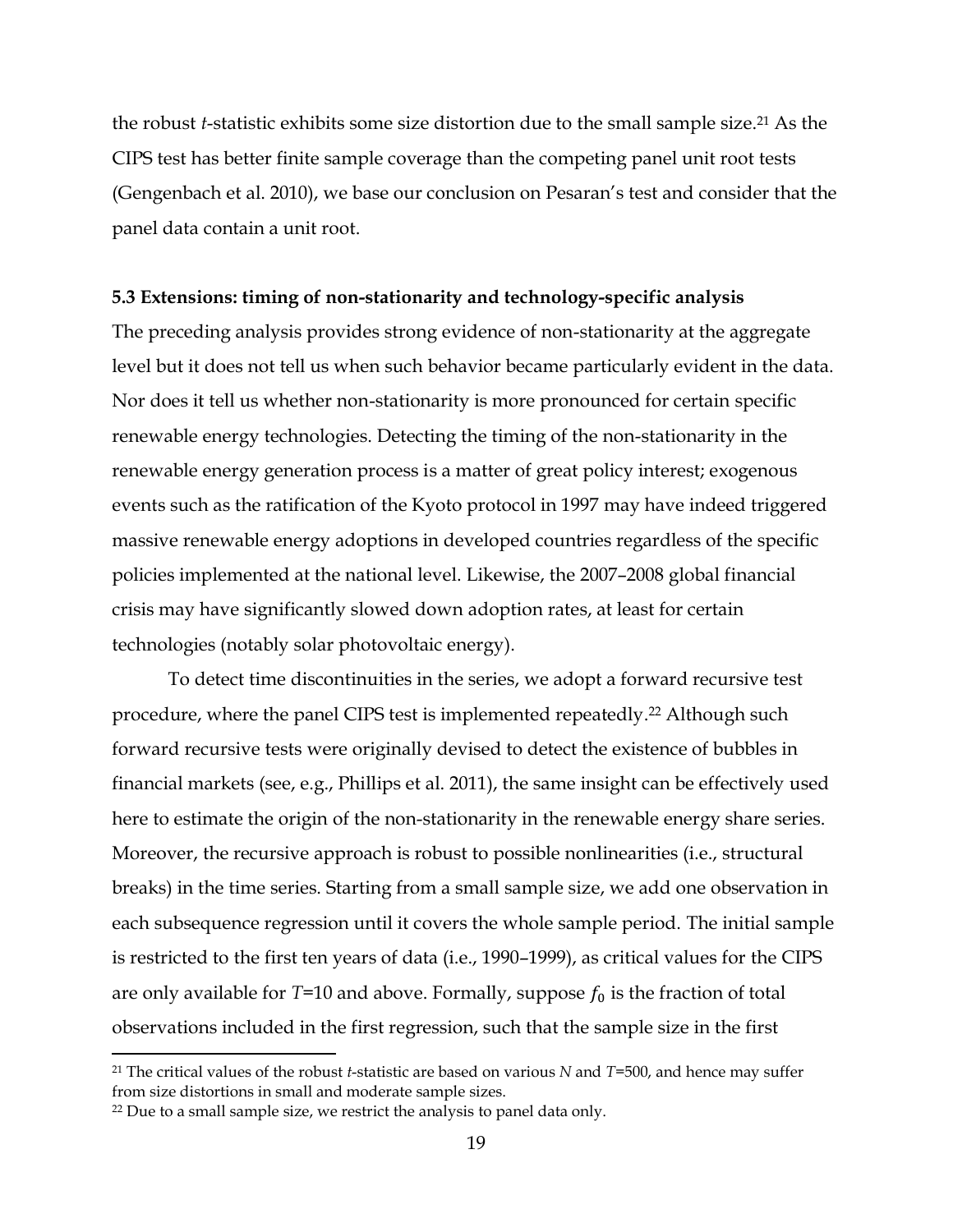the robust *t*-statistic exhibits some size distortion due to the small sample size.[21] As the CIPS test has better finite sample coverage than the competing panel unit root tests (Gengenbach et al. 2010), we base our conclusion on Pesaran's test and consider that the panel data contain a unit root.

### 5.3 Extensions: timing of non-stationarity and technology-specific analysis

The preceding analysis provides strong evidence of non-stationarity at the aggregate level but it does not tell us when such behavior became particularly evident in the data. Nor does it tell us whether non-stationarity is more pronounced for certain specific renewable energy technologies. Detecting the timing of the non-stationarity in the renewable energy generation process is a matter of great policy interest; exogenous events such as the ratification of the Kyoto protocol in 1997 may have indeed triggered massive renewable energy adoptions in developed countries regardless of the specific policies implemented at the national level. Likewise, the 2007–2008 global financial crisis may have significantly slowed down adoption rates, at least for certain technologies (notably solar photovoltaic energy).

To detect time discontinuities in the series, we adopt a forward recursive test procedure, where the panel CIPS test is implemented repeatedly.[22] Although such forward recursive tests were originally devised to detect the existence of bubbles in financial markets (see, e.g., Phillips et al. 2011), the same insight can be effectively used here to estimate the origin of the non-stationarity in the renewable energy share series. Moreover, the recursive approach is robust to possible nonlinearities (i.e., structural breaks) in the time series. Starting from a small sample size, we add one observation in each subsequence regression until it covers the whole sample period. The initial sample is restricted to the first ten years of data (i.e., 1990–1999), as critical values for the CIPS are only available for $T$=10 and above. Formally, suppose $f_0$ is the fraction of total observations included in the first regression, such that the sample size in the first

[21] The critical values of the robust *t*-statistic are based on various $N$ and $T$=500, and hence may suffer from size distortions in small and moderate sample sizes.

[22] Due to a small sample size, we restrict the analysis to panel data only.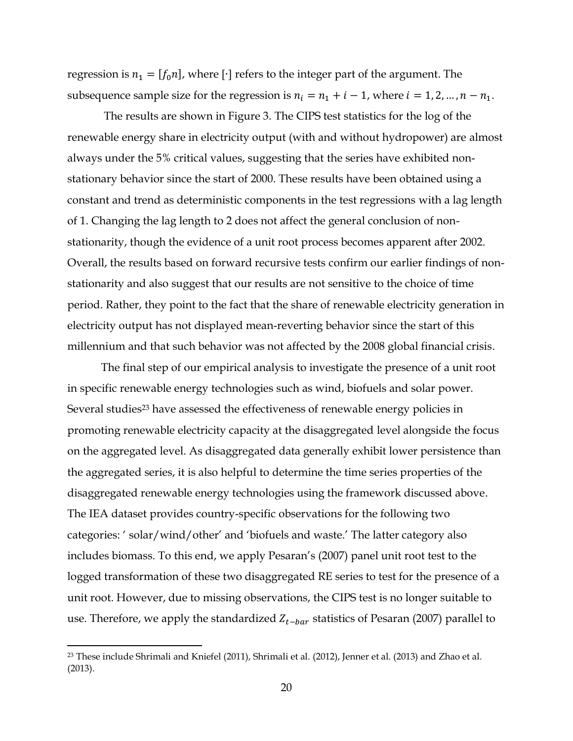regression is $n_1 = [f_0 n]$, where $[\cdot]$ refers to the integer part of the argument. The subsequence sample size for the regression is $n_i = n_1 + i - 1$, where $i = 1, 2, \ldots, n - n_1$.

The results are shown in Figure 3. The CIPS test statistics for the log of the renewable energy share in electricity output (with and without hydropower) are almost always under the 5% critical values, suggesting that the series have exhibited non-stationary behavior since the start of 2000. These results have been obtained using a constant and trend as deterministic components in the test regressions with a lag length of 1. Changing the lag length to 2 does not affect the general conclusion of non-stationarity, though the evidence of a unit root process becomes apparent after 2002. Overall, the results based on forward recursive tests confirm our earlier findings of non-stationarity and also suggest that our results are not sensitive to the choice of time period. Rather, they point to the fact that the share of renewable electricity generation in electricity output has not displayed mean-reverting behavior since the start of this millennium and that such behavior was not affected by the 2008 global financial crisis.

The final step of our empirical analysis to investigate the presence of a unit root in specific renewable energy technologies such as wind, biofuels and solar power. Several studies[23] have assessed the effectiveness of renewable energy policies in promoting renewable electricity capacity at the disaggregated level alongside the focus on the aggregated level. As disaggregated data generally exhibit lower persistence than the aggregated series, it is also helpful to determine the time series properties of the disaggregated renewable energy technologies using the framework discussed above. The IEA dataset provides country-specific observations for the following two categories: ' solar/wind/other' and 'biofuels and waste.' The latter category also includes biomass. To this end, we apply Pesaran's (2007) panel unit root test to the logged transformation of these two disaggregated RE series to test for the presence of a unit root. However, due to missing observations, the CIPS test is no longer suitable to use. Therefore, we apply the standardized $Z_{t-bar}$ statistics of Pesaran (2007) parallel to

[23] These include Shrimali and Kniefel (2011), Shrimali et al. (2012), Jenner et al. (2013) and Zhao et al. (2013).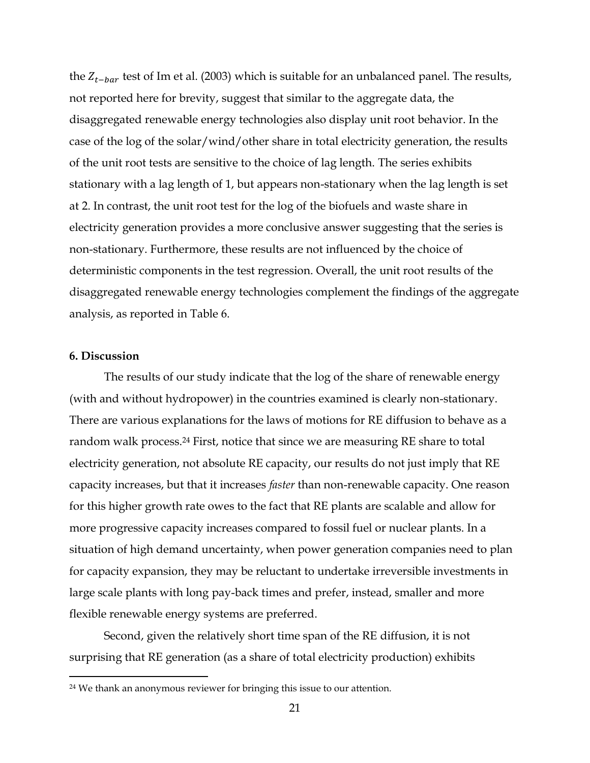the $Z_{t-bar}$ test of Im et al. (2003) which is suitable for an unbalanced panel. The results, not reported here for brevity, suggest that similar to the aggregate data, the disaggregated renewable energy technologies also display unit root behavior. In the case of the log of the solar/wind/other share in total electricity generation, the results of the unit root tests are sensitive to the choice of lag length. The series exhibits stationary with a lag length of 1, but appears non-stationary when the lag length is set at 2. In contrast, the unit root test for the log of the biofuels and waste share in electricity generation provides a more conclusive answer suggesting that the series is non-stationary. Furthermore, these results are not influenced by the choice of deterministic components in the test regression. Overall, the unit root results of the disaggregated renewable energy technologies complement the findings of the aggregate analysis, as reported in Table 6.

**6. Discussion**

The results of our study indicate that the log of the share of renewable energy (with and without hydropower) in the countries examined is clearly non-stationary. There are various explanations for the laws of motions for RE diffusion to behave as a random walk process.[24] First, notice that since we are measuring RE share to total electricity generation, not absolute RE capacity, our results do not just imply that RE capacity increases, but that it increases *faster* than non-renewable capacity. One reason for this higher growth rate owes to the fact that RE plants are scalable and allow for more progressive capacity increases compared to fossil fuel or nuclear plants. In a situation of high demand uncertainty, when power generation companies need to plan for capacity expansion, they may be reluctant to undertake irreversible investments in large scale plants with long pay-back times and prefer, instead, smaller and more flexible renewable energy systems are preferred.

Second, given the relatively short time span of the RE diffusion, it is not surprising that RE generation (as a share of total electricity production) exhibits

[24] We thank an anonymous reviewer for bringing this issue to our attention.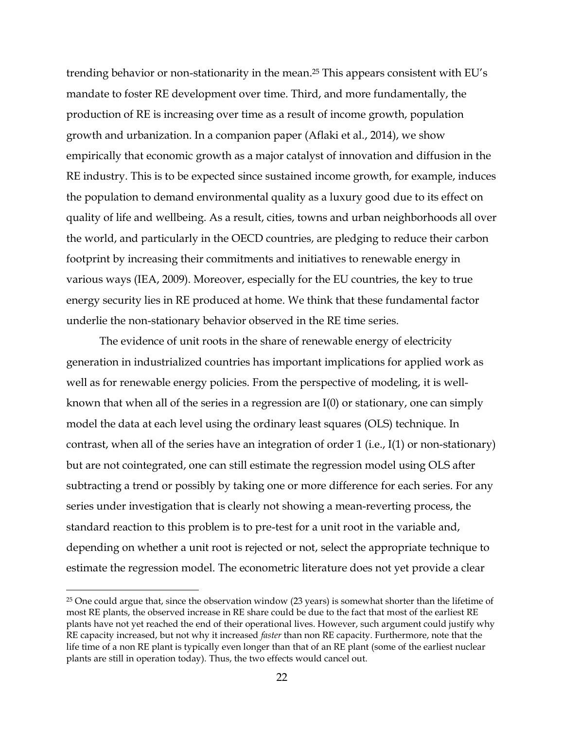trending behavior or non-stationarity in the mean.[25] This appears consistent with EU's mandate to foster RE development over time. Third, and more fundamentally, the production of RE is increasing over time as a result of income growth, population growth and urbanization. In a companion paper (Aflaki et al., 2014), we show empirically that economic growth as a major catalyst of innovation and diffusion in the RE industry. This is to be expected since sustained income growth, for example, induces the population to demand environmental quality as a luxury good due to its effect on quality of life and wellbeing. As a result, cities, towns and urban neighborhoods all over the world, and particularly in the OECD countries, are pledging to reduce their carbon footprint by increasing their commitments and initiatives to renewable energy in various ways (IEA, 2009). Moreover, especially for the EU countries, the key to true energy security lies in RE produced at home. We think that these fundamental factor underlie the non-stationary behavior observed in the RE time series.

The evidence of unit roots in the share of renewable energy of electricity generation in industrialized countries has important implications for applied work as well as for renewable energy policies. From the perspective of modeling, it is well-known that when all of the series in a regression are I(0) or stationary, one can simply model the data at each level using the ordinary least squares (OLS) technique. In contrast, when all of the series have an integration of order 1 (i.e., I(1) or non-stationary) but are not cointegrated, one can still estimate the regression model using OLS after subtracting a trend or possibly by taking one or more difference for each series. For any series under investigation that is clearly not showing a mean-reverting process, the standard reaction to this problem is to pre-test for a unit root in the variable and, depending on whether a unit root is rejected or not, select the appropriate technique to estimate the regression model. The econometric literature does not yet provide a clear

[25] One could argue that, since the observation window (23 years) is somewhat shorter than the lifetime of most RE plants, the observed increase in RE share could be due to the fact that most of the earliest RE plants have not yet reached the end of their operational lives. However, such argument could justify why RE capacity increased, but not why it increased *faster* than non RE capacity. Furthermore, note that the life time of a non RE plant is typically even longer than that of an RE plant (some of the earliest nuclear plants are still in operation today). Thus, the two effects would cancel out.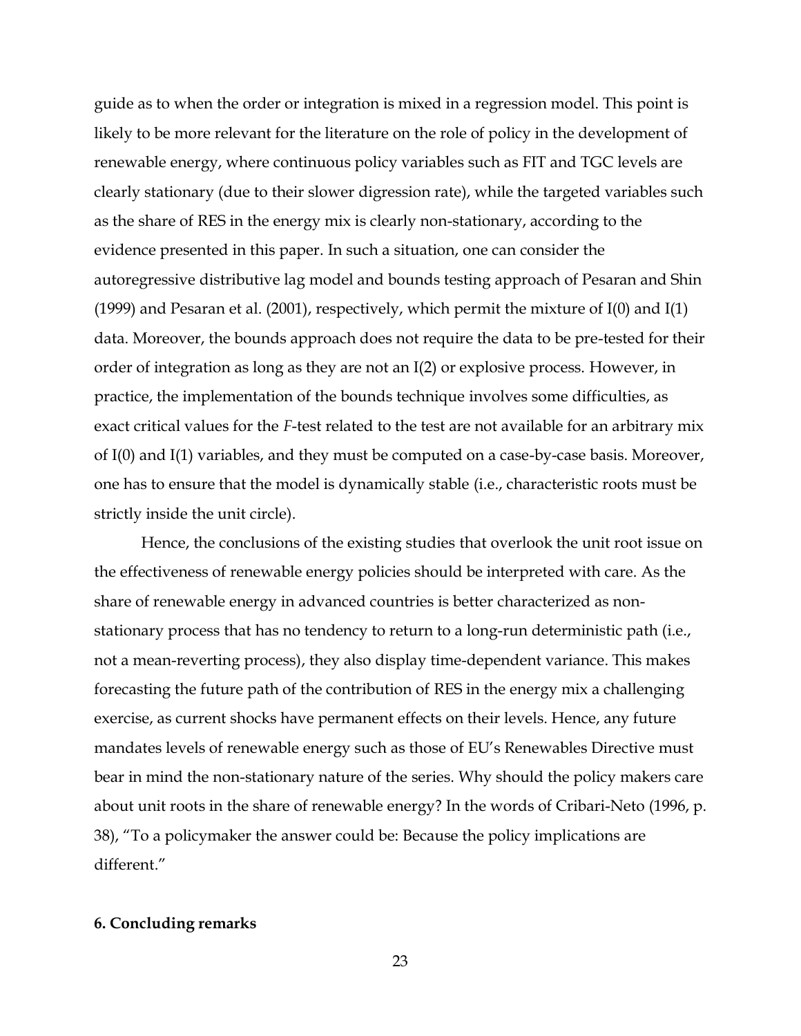guide as to when the order or integration is mixed in a regression model. This point is likely to be more relevant for the literature on the role of policy in the development of renewable energy, where continuous policy variables such as FIT and TGC levels are clearly stationary (due to their slower digression rate), while the targeted variables such as the share of RES in the energy mix is clearly non-stationary, according to the evidence presented in this paper. In such a situation, one can consider the autoregressive distributive lag model and bounds testing approach of Pesaran and Shin (1999) and Pesaran et al. (2001), respectively, which permit the mixture of I(0) and I(1) data. Moreover, the bounds approach does not require the data to be pre-tested for their order of integration as long as they are not an I(2) or explosive process. However, in practice, the implementation of the bounds technique involves some difficulties, as exact critical values for the *F*-test related to the test are not available for an arbitrary mix of I(0) and I(1) variables, and they must be computed on a case-by-case basis. Moreover, one has to ensure that the model is dynamically stable (i.e., characteristic roots must be strictly inside the unit circle).

Hence, the conclusions of the existing studies that overlook the unit root issue on the effectiveness of renewable energy policies should be interpreted with care. As the share of renewable energy in advanced countries is better characterized as non-stationary process that has no tendency to return to a long-run deterministic path (i.e., not a mean-reverting process), they also display time-dependent variance. This makes forecasting the future path of the contribution of RES in the energy mix a challenging exercise, as current shocks have permanent effects on their levels. Hence, any future mandates levels of renewable energy such as those of EU's Renewables Directive must bear in mind the non-stationary nature of the series. Why should the policy makers care about unit roots in the share of renewable energy? In the words of Cribari-Neto (1996, p. 38), "To a policymaker the answer could be: Because the policy implications are different."

## 6. Concluding remarks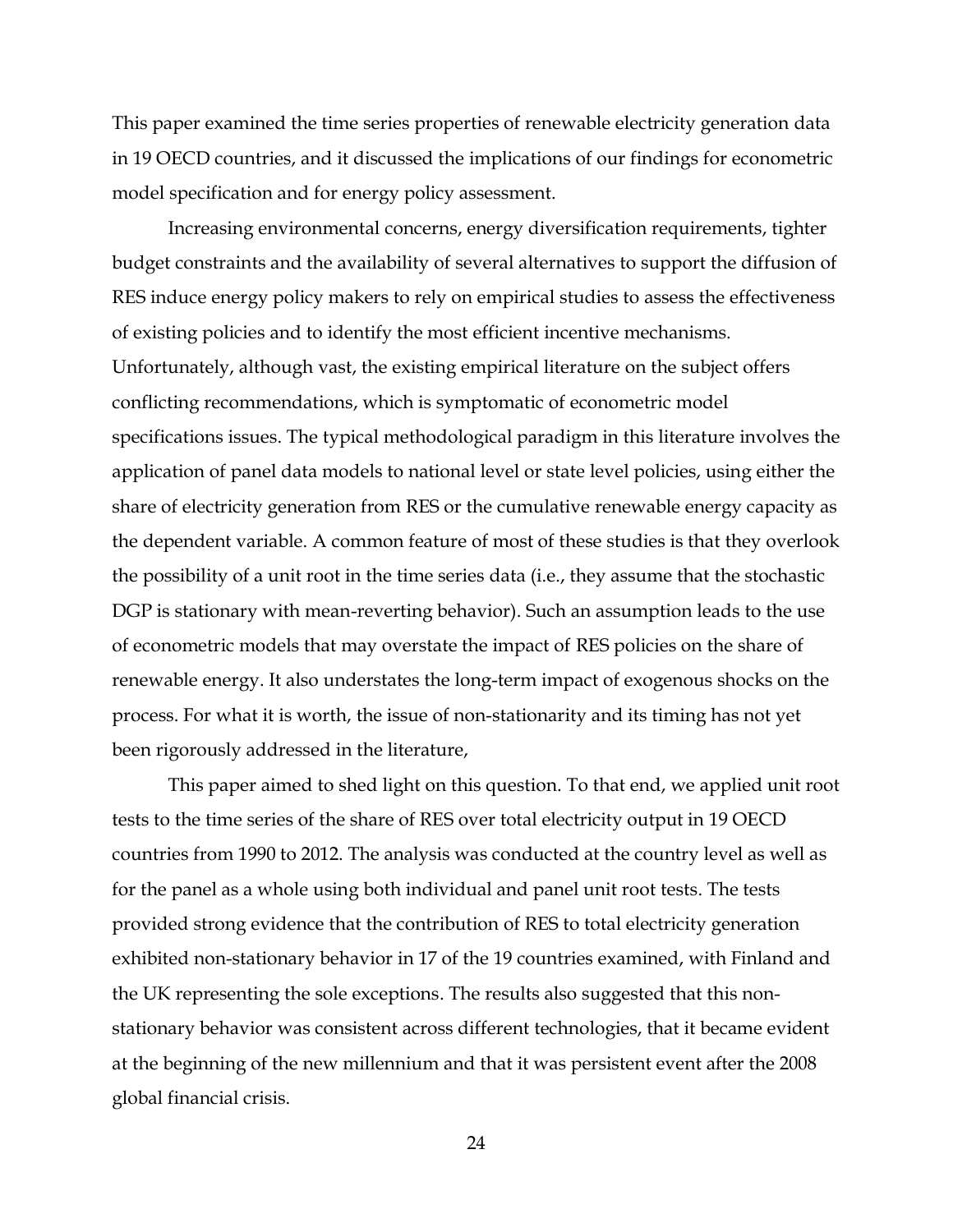This paper examined the time series properties of renewable electricity generation data in 19 OECD countries, and it discussed the implications of our findings for econometric model specification and for energy policy assessment.

Increasing environmental concerns, energy diversification requirements, tighter budget constraints and the availability of several alternatives to support the diffusion of RES induce energy policy makers to rely on empirical studies to assess the effectiveness of existing policies and to identify the most efficient incentive mechanisms. Unfortunately, although vast, the existing empirical literature on the subject offers conflicting recommendations, which is symptomatic of econometric model specifications issues. The typical methodological paradigm in this literature involves the application of panel data models to national level or state level policies, using either the share of electricity generation from RES or the cumulative renewable energy capacity as the dependent variable. A common feature of most of these studies is that they overlook the possibility of a unit root in the time series data (i.e., they assume that the stochastic DGP is stationary with mean-reverting behavior). Such an assumption leads to the use of econometric models that may overstate the impact of RES policies on the share of renewable energy. It also understates the long-term impact of exogenous shocks on the process. For what it is worth, the issue of non-stationarity and its timing has not yet been rigorously addressed in the literature,

This paper aimed to shed light on this question. To that end, we applied unit root tests to the time series of the share of RES over total electricity output in 19 OECD countries from 1990 to 2012. The analysis was conducted at the country level as well as for the panel as a whole using both individual and panel unit root tests. The tests provided strong evidence that the contribution of RES to total electricity generation exhibited non-stationary behavior in 17 of the 19 countries examined, with Finland and the UK representing the sole exceptions. The results also suggested that this non-stationary behavior was consistent across different technologies, that it became evident at the beginning of the new millennium and that it was persistent event after the 2008 global financial crisis.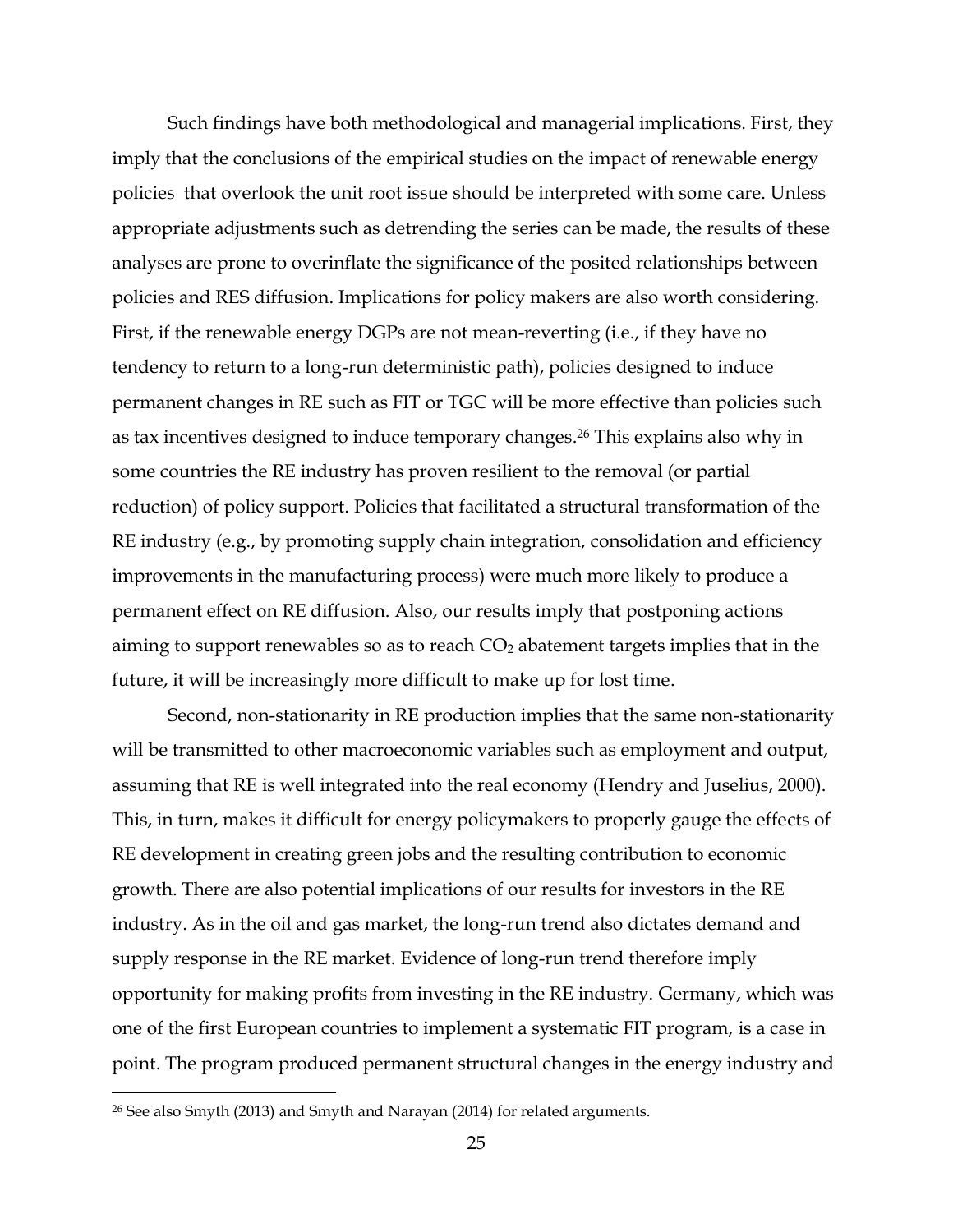Such findings have both methodological and managerial implications. First, they imply that the conclusions of the empirical studies on the impact of renewable energy policies that overlook the unit root issue should be interpreted with some care. Unless appropriate adjustments such as detrending the series can be made, the results of these analyses are prone to overinflate the significance of the posited relationships between policies and RES diffusion. Implications for policy makers are also worth considering. First, if the renewable energy DGPs are not mean-reverting (i.e., if they have no tendency to return to a long-run deterministic path), policies designed to induce permanent changes in RE such as FIT or TGC will be more effective than policies such as tax incentives designed to induce temporary changes.[26] This explains also why in some countries the RE industry has proven resilient to the removal (or partial reduction) of policy support. Policies that facilitated a structural transformation of the RE industry (e.g., by promoting supply chain integration, consolidation and efficiency improvements in the manufacturing process) were much more likely to produce a permanent effect on RE diffusion. Also, our results imply that postponing actions aiming to support renewables so as to reach $CO_2$ abatement targets implies that in the future, it will be increasingly more difficult to make up for lost time.

Second, non-stationarity in RE production implies that the same non-stationarity will be transmitted to other macroeconomic variables such as employment and output, assuming that RE is well integrated into the real economy (Hendry and Juselius, 2000). This, in turn, makes it difficult for energy policymakers to properly gauge the effects of RE development in creating green jobs and the resulting contribution to economic growth. There are also potential implications of our results for investors in the RE industry. As in the oil and gas market, the long-run trend also dictates demand and supply response in the RE market. Evidence of long-run trend therefore imply opportunity for making profits from investing in the RE industry. Germany, which was one of the first European countries to implement a systematic FIT program, is a case in point. The program produced permanent structural changes in the energy industry and

[26] See also Smyth (2013) and Smyth and Narayan (2014) for related arguments.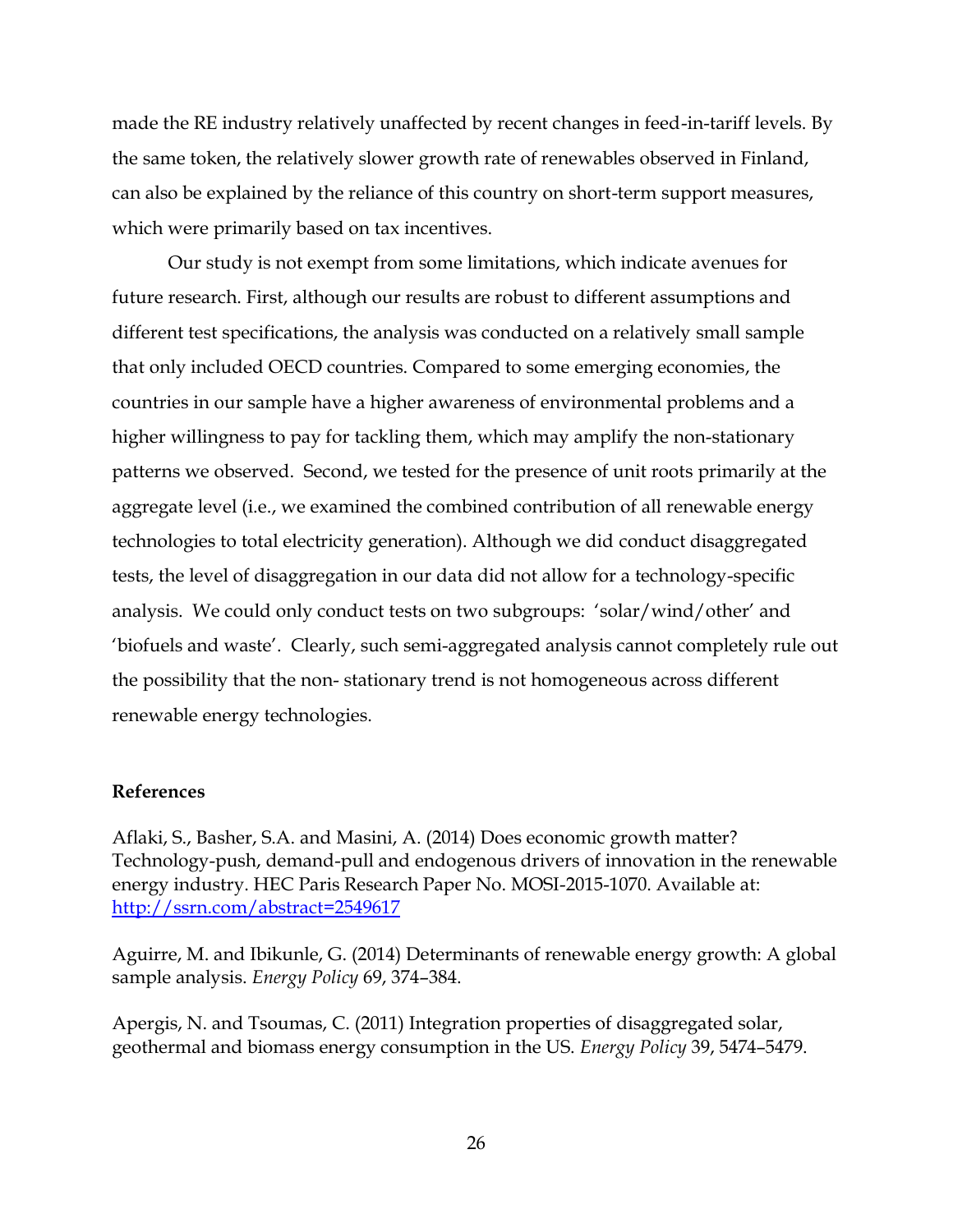made the RE industry relatively unaffected by recent changes in feed-in-tariff levels. By the same token, the relatively slower growth rate of renewables observed in Finland, can also be explained by the reliance of this country on short-term support measures, which were primarily based on tax incentives.

Our study is not exempt from some limitations, which indicate avenues for future research. First, although our results are robust to different assumptions and different test specifications, the analysis was conducted on a relatively small sample that only included OECD countries. Compared to some emerging economies, the countries in our sample have a higher awareness of environmental problems and a higher willingness to pay for tackling them, which may amplify the non-stationary patterns we observed. Second, we tested for the presence of unit roots primarily at the aggregate level (i.e., we examined the combined contribution of all renewable energy technologies to total electricity generation). Although we did conduct disaggregated tests, the level of disaggregation in our data did not allow for a technology-specific analysis. We could only conduct tests on two subgroups: 'solar/wind/other' and 'biofuels and waste'. Clearly, such semi-aggregated analysis cannot completely rule out the possibility that the non- stationary trend is not homogeneous across different renewable energy technologies.

**References**

Aflaki, S., Basher, S.A. and Masini, A. (2014) Does economic growth matter? Technology-push, demand-pull and endogenous drivers of innovation in the renewable energy industry. HEC Paris Research Paper No. MOSI-2015-1070. Available at: http://ssrn.com/abstract=2549617

Aguirre, M. and Ibikunle, G. (2014) Determinants of renewable energy growth: A global sample analysis. *Energy Policy* 69, 374–384.

Apergis, N. and Tsoumas, C. (2011) Integration properties of disaggregated solar, geothermal and biomass energy consumption in the US. *Energy Policy* 39, 5474–5479.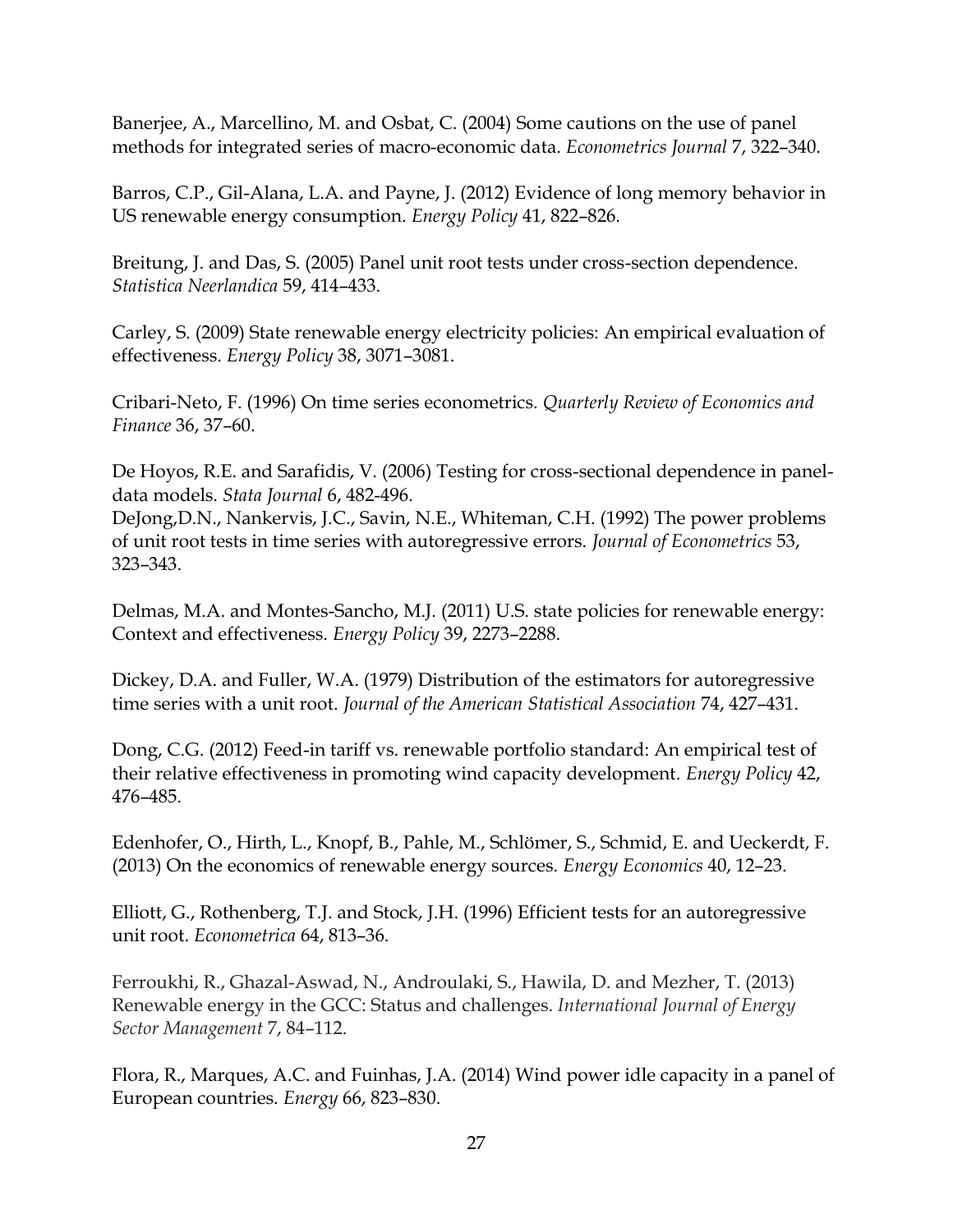Banerjee, A., Marcellino, M. and Osbat, C. (2004) Some cautions on the use of panel methods for integrated series of macro-economic data. *Econometrics Journal* 7, 322–340.

Barros, C.P., Gil-Alana, L.A. and Payne, J. (2012) Evidence of long memory behavior in US renewable energy consumption. *Energy Policy* 41, 822–826.

Breitung, J. and Das, S. (2005) Panel unit root tests under cross-section dependence. *Statistica Neerlandica* 59, 414–433.

Carley, S. (2009) State renewable energy electricity policies: An empirical evaluation of effectiveness. *Energy Policy* 38, 3071–3081.

Cribari-Neto, F. (1996) On time series econometrics. *Quarterly Review of Economics and Finance* 36, 37–60.

De Hoyos, R.E. and Sarafidis, V. (2006) Testing for cross-sectional dependence in panel-data models. *Stata Journal* 6, 482-496.
DeJong,D.N., Nankervis, J.C., Savin, N.E., Whiteman, C.H. (1992) The power problems of unit root tests in time series with autoregressive errors. *Journal of Econometrics* 53, 323–343.

Delmas, M.A. and Montes-Sancho, M.J. (2011) U.S. state policies for renewable energy: Context and effectiveness. *Energy Policy* 39, 2273–2288.

Dickey, D.A. and Fuller, W.A. (1979) Distribution of the estimators for autoregressive time series with a unit root. *Journal of the American Statistical Association* 74, 427–431.

Dong, C.G. (2012) Feed-in tariff vs. renewable portfolio standard: An empirical test of their relative effectiveness in promoting wind capacity development. *Energy Policy* 42, 476–485.

Edenhofer, O., Hirth, L., Knopf, B., Pahle, M., Schlömer, S., Schmid, E. and Ueckerdt, F. (2013) On the economics of renewable energy sources. *Energy Economics* 40, 12–23.

Elliott, G., Rothenberg, T.J. and Stock, J.H. (1996) Efficient tests for an autoregressive unit root. *Econometrica* 64, 813–36.

Ferroukhi, R., Ghazal-Aswad, N., Androulaki, S., Hawila, D. and Mezher, T. (2013) Renewable energy in the GCC: Status and challenges. *International Journal of Energy Sector Management* 7, 84–112.

Flora, R., Marques, A.C. and Fuinhas, J.A. (2014) Wind power idle capacity in a panel of European countries. *Energy* 66, 823–830.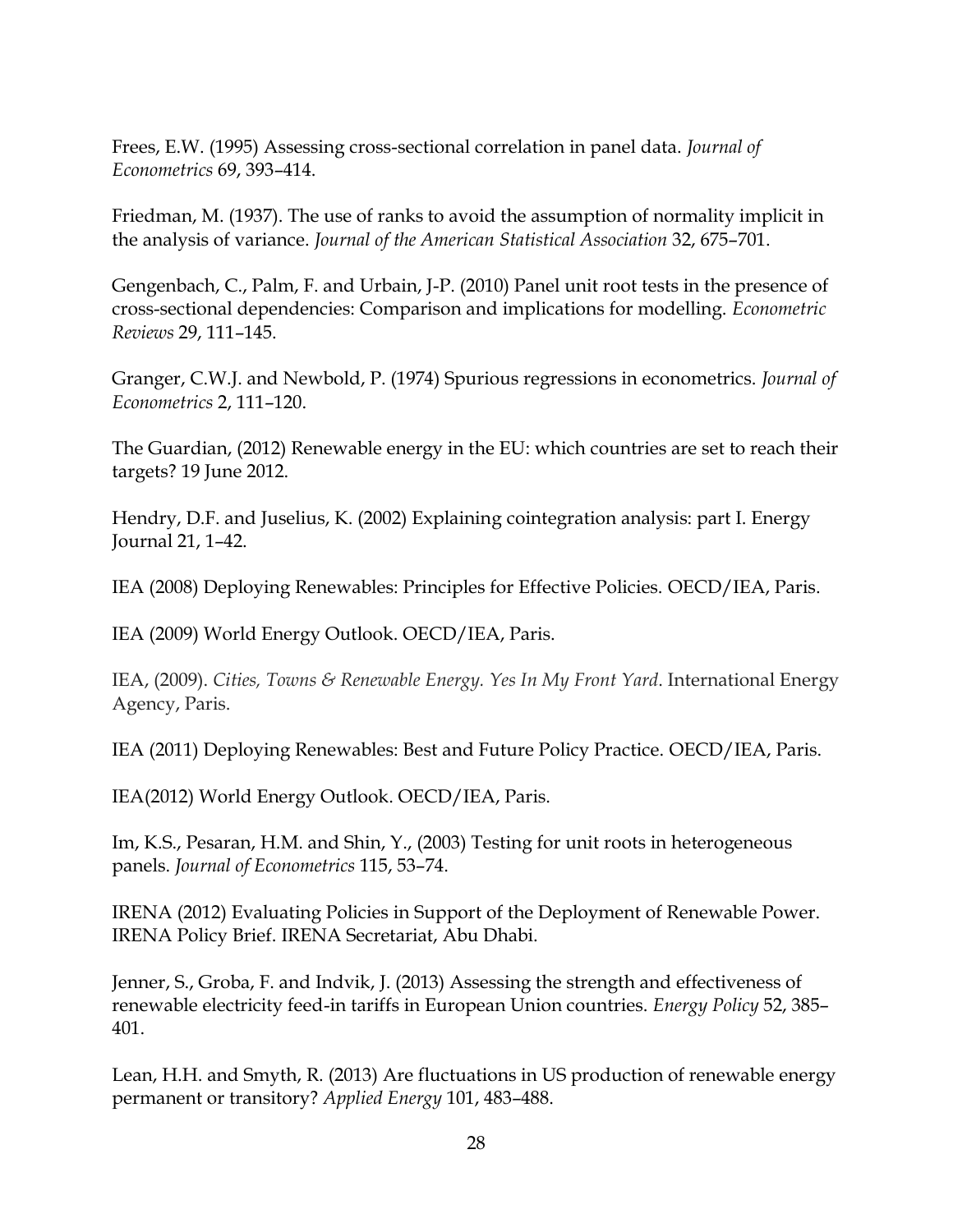Frees, E.W. (1995) Assessing cross-sectional correlation in panel data. *Journal of Econometrics* 69, 393–414.

Friedman, M. (1937). The use of ranks to avoid the assumption of normality implicit in the analysis of variance. *Journal of the American Statistical Association* 32, 675–701.

Gengenbach, C., Palm, F. and Urbain, J-P. (2010) Panel unit root tests in the presence of cross-sectional dependencies: Comparison and implications for modelling. *Econometric Reviews* 29, 111–145.

Granger, C.W.J. and Newbold, P. (1974) Spurious regressions in econometrics. *Journal of Econometrics* 2, 111–120.

The Guardian, (2012) Renewable energy in the EU: which countries are set to reach their targets? 19 June 2012.

Hendry, D.F. and Juselius, K. (2002) Explaining cointegration analysis: part I. Energy Journal 21, 1–42.

IEA (2008) Deploying Renewables: Principles for Effective Policies. OECD/IEA, Paris.

IEA (2009) World Energy Outlook. OECD/IEA, Paris.

IEA, (2009). *Cities, Towns & Renewable Energy. Yes In My Front Yard*. International Energy Agency, Paris.

IEA (2011) Deploying Renewables: Best and Future Policy Practice. OECD/IEA, Paris.

IEA(2012) World Energy Outlook. OECD/IEA, Paris.

Im, K.S., Pesaran, H.M. and Shin, Y., (2003) Testing for unit roots in heterogeneous panels. *Journal of Econometrics* 115, 53–74.

IRENA (2012) Evaluating Policies in Support of the Deployment of Renewable Power. IRENA Policy Brief. IRENA Secretariat, Abu Dhabi.

Jenner, S., Groba, F. and Indvik, J. (2013) Assessing the strength and effectiveness of renewable electricity feed-in tariffs in European Union countries. *Energy Policy* 52, 385–401.

Lean, H.H. and Smyth, R. (2013) Are fluctuations in US production of renewable energy permanent or transitory? *Applied Energy* 101, 483–488.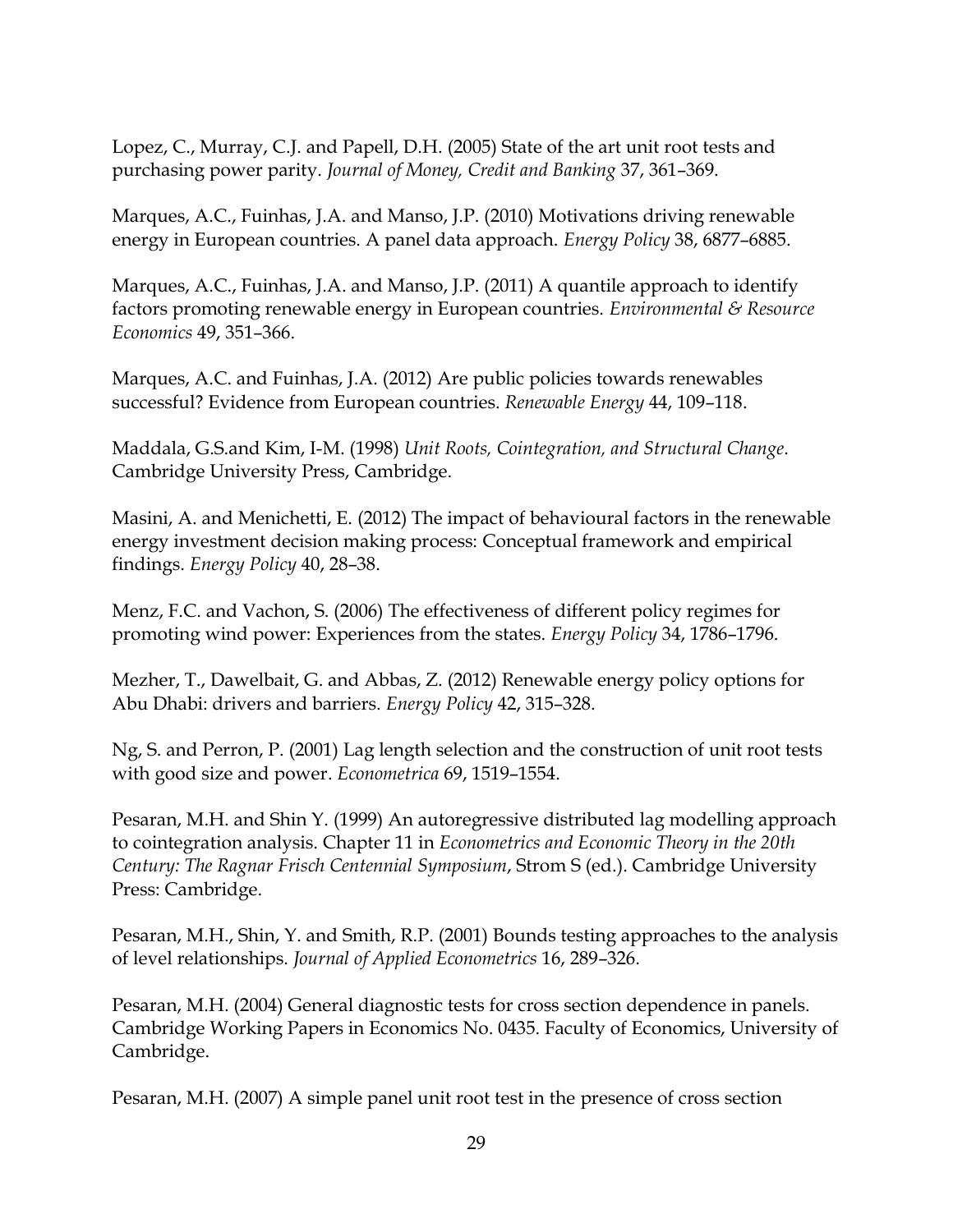Lopez, C., Murray, C.J. and Papell, D.H. (2005) State of the art unit root tests and purchasing power parity. *Journal of Money, Credit and Banking* 37, 361–369.

Marques, A.C., Fuinhas, J.A. and Manso, J.P. (2010) Motivations driving renewable energy in European countries. A panel data approach. *Energy Policy* 38, 6877–6885.

Marques, A.C., Fuinhas, J.A. and Manso, J.P. (2011) A quantile approach to identify factors promoting renewable energy in European countries. *Environmental & Resource Economics* 49, 351–366.

Marques, A.C. and Fuinhas, J.A. (2012) Are public policies towards renewables successful? Evidence from European countries. *Renewable Energy* 44, 109–118.

Maddala, G.S.and Kim, I-M. (1998) *Unit Roots, Cointegration, and Structural Change*. Cambridge University Press, Cambridge.

Masini, A. and Menichetti, E. (2012) The impact of behavioural factors in the renewable energy investment decision making process: Conceptual framework and empirical findings. *Energy Policy* 40, 28–38.

Menz, F.C. and Vachon, S. (2006) The effectiveness of different policy regimes for promoting wind power: Experiences from the states. *Energy Policy* 34, 1786–1796.

Mezher, T., Dawelbait, G. and Abbas, Z. (2012) Renewable energy policy options for Abu Dhabi: drivers and barriers. *Energy Policy* 42, 315–328.

Ng, S. and Perron, P. (2001) Lag length selection and the construction of unit root tests with good size and power. *Econometrica* 69, 1519–1554.

Pesaran, M.H. and Shin Y. (1999) An autoregressive distributed lag modelling approach to cointegration analysis. Chapter 11 in *Econometrics and Economic Theory in the 20th Century: The Ragnar Frisch Centennial Symposium*, Strom S (ed.). Cambridge University Press: Cambridge.

Pesaran, M.H., Shin, Y. and Smith, R.P. (2001) Bounds testing approaches to the analysis of level relationships. *Journal of Applied Econometrics* 16, 289–326.

Pesaran, M.H. (2004) General diagnostic tests for cross section dependence in panels. Cambridge Working Papers in Economics No. 0435. Faculty of Economics, University of Cambridge.

Pesaran, M.H. (2007) A simple panel unit root test in the presence of cross section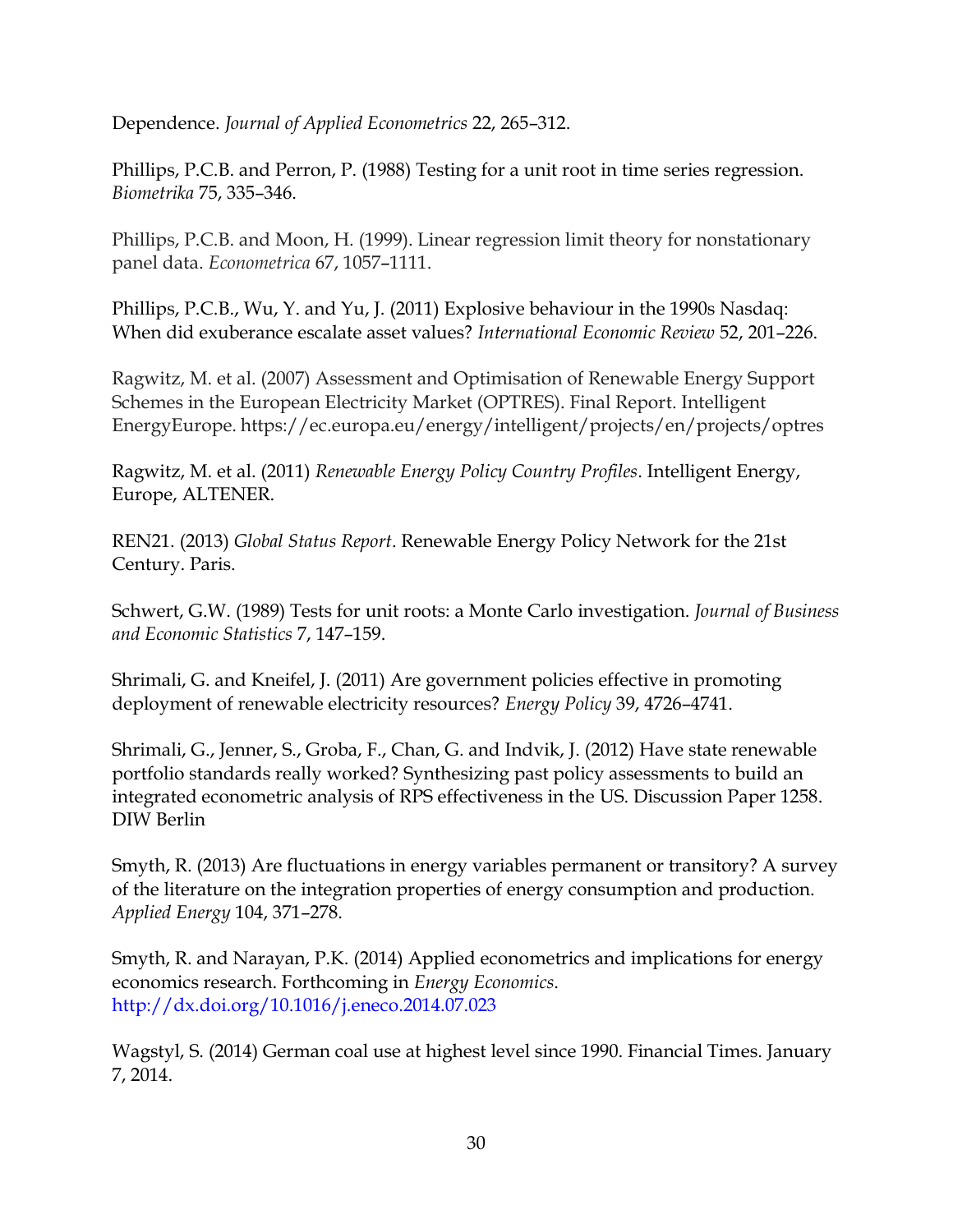Dependence. *Journal of Applied Econometrics* 22, 265–312.

Phillips, P.C.B. and Perron, P. (1988) Testing for a unit root in time series regression. *Biometrika* 75, 335–346.

Phillips, P.C.B. and Moon, H. (1999). Linear regression limit theory for nonstationary panel data. *Econometrica* 67, 1057–1111.

Phillips, P.C.B., Wu, Y. and Yu, J. (2011) Explosive behaviour in the 1990s Nasdaq: When did exuberance escalate asset values? *International Economic Review* 52, 201–226.

Ragwitz, M. et al. (2007) Assessment and Optimisation of Renewable Energy Support Schemes in the European Electricity Market (OPTRES). Final Report. Intelligent EnergyEurope. https://ec.europa.eu/energy/intelligent/projects/en/projects/optres

Ragwitz, M. et al. (2011) *Renewable Energy Policy Country Profiles*. Intelligent Energy, Europe, ALTENER.

REN21. (2013) *Global Status Report*. Renewable Energy Policy Network for the 21st Century. Paris.

Schwert, G.W. (1989) Tests for unit roots: a Monte Carlo investigation. *Journal of Business and Economic Statistics* 7, 147–159.

Shrimali, G. and Kneifel, J. (2011) Are government policies effective in promoting deployment of renewable electricity resources? *Energy Policy* 39, 4726–4741.

Shrimali, G., Jenner, S., Groba, F., Chan, G. and Indvik, J. (2012) Have state renewable portfolio standards really worked? Synthesizing past policy assessments to build an integrated econometric analysis of RPS effectiveness in the US. Discussion Paper 1258. DIW Berlin

Smyth, R. (2013) Are fluctuations in energy variables permanent or transitory? A survey of the literature on the integration properties of energy consumption and production. *Applied Energy* 104, 371–278.

Smyth, R. and Narayan, P.K. (2014) Applied econometrics and implications for energy economics research. Forthcoming in *Energy Economics*. http://dx.doi.org/10.1016/j.eneco.2014.07.023

Wagstyl, S. (2014) German coal use at highest level since 1990. Financial Times. January 7, 2014.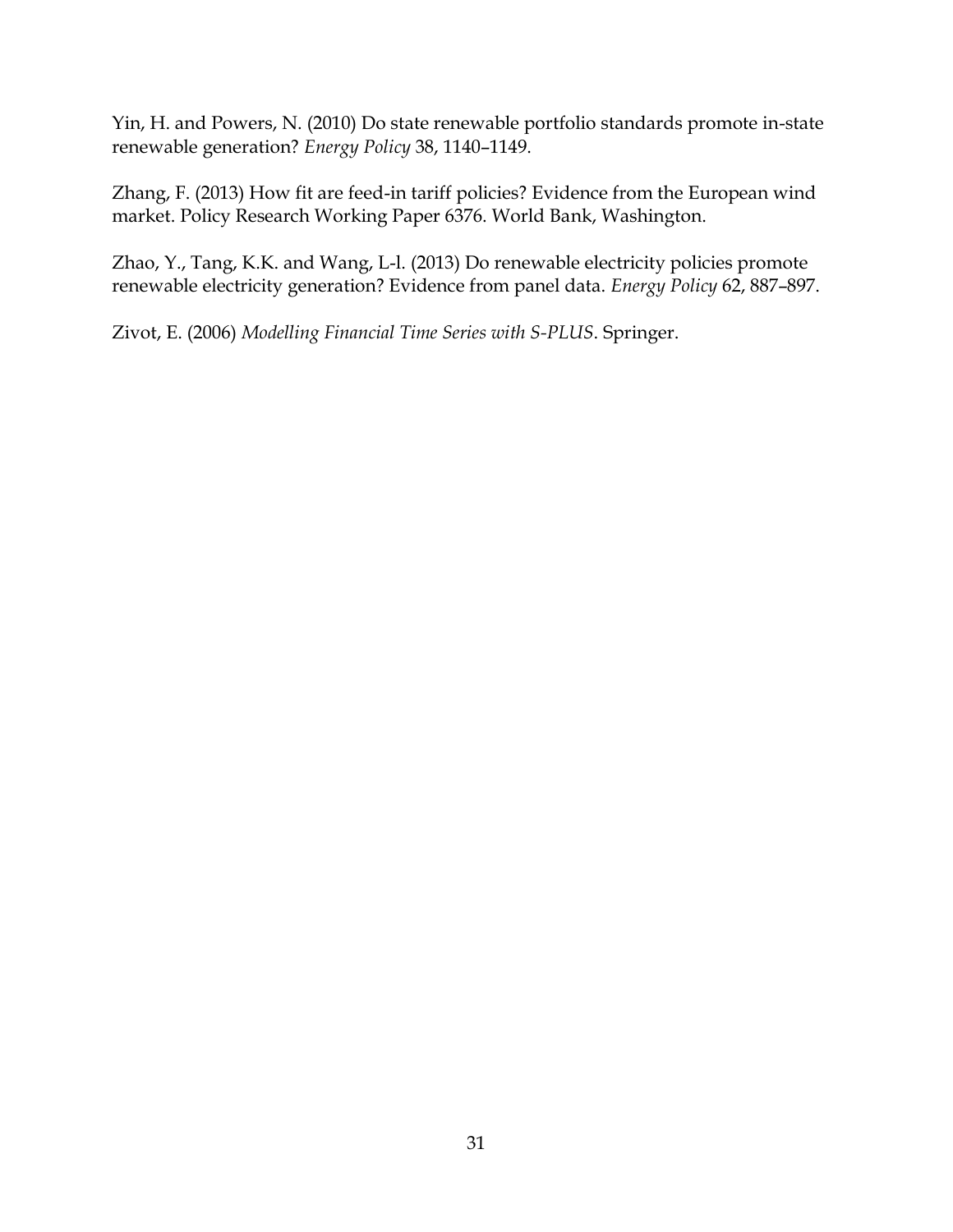Yin, H. and Powers, N. (2010) Do state renewable portfolio standards promote in-state renewable generation? *Energy Policy* 38, 1140–1149.

Zhang, F. (2013) How fit are feed-in tariff policies? Evidence from the European wind market. Policy Research Working Paper 6376. World Bank, Washington.

Zhao, Y., Tang, K.K. and Wang, L-l. (2013) Do renewable electricity policies promote renewable electricity generation? Evidence from panel data. *Energy Policy* 62, 887–897.

Zivot, E. (2006) *Modelling Financial Time Series with S-PLUS*. Springer.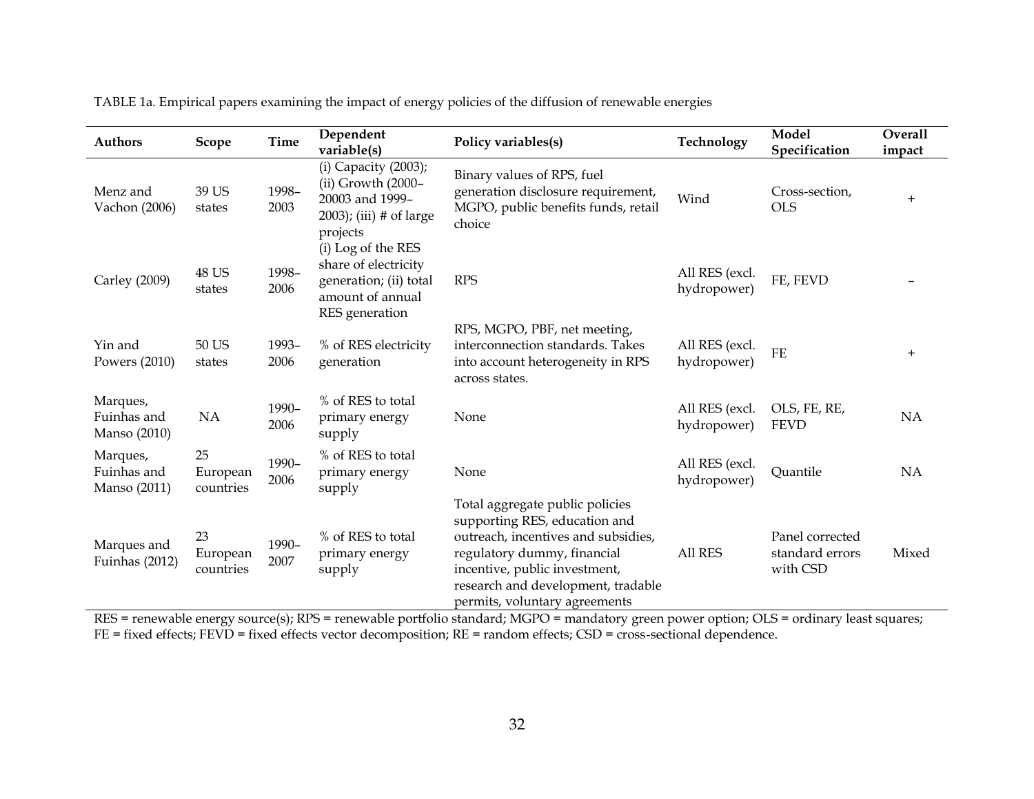TABLE 1a. Empirical papers examining the impact of energy policies of the diffusion of renewable energies

| Authors | Scope | Time | Dependent variable(s) | Policy variables(s) | Technology | Model Specification | Overall impact |
|---|---|---|---|---|---|---|---|
| Menz and Vachon (2006) | 39 US states | 1998–2003 | (i) Capacity (2003); (ii) Growth (2000–20003 and 1999–2003); (iii) # of large projects | Binary values of RPS, fuel generation disclosure requirement, MGPO, public benefits funds, retail choice | Wind | Cross-section, OLS | + |
| Carley (2009) | 48 US states | 1998–2006 | (i) Log of the RES share of electricity generation; (ii) total amount of annual RES generation | RPS | All RES (excl. hydropower) | FE, FEVD | – |
| Yin and Powers (2010) | 50 US states | 1993–2006 | % of RES electricity generation | RPS, MGPO, PBF, net meeting, interconnection standards. Takes into account heterogeneity in RPS across states. | All RES (excl. hydropower) | FE | + |
| Marques, Fuinhas and Manso (2010) | NA | 1990–2006 | % of RES to total primary energy supply | None | All RES (excl. hydropower) | OLS, FE, RE, FEVD | NA |
| Marques, Fuinhas and Manso (2011) | 25 European countries | 1990–2006 | % of RES to total primary energy supply | None | All RES (excl. hydropower) | Quantile | NA |
| Marques and Fuinhas (2012) | 23 European countries | 1990–2007 | % of RES to total primary energy supply | Total aggregate public policies supporting RES, education and outreach, incentives and subsidies, regulatory dummy, financial incentive, public investment, research and development, tradable permits, voluntary agreements | All RES | Panel corrected standard errors with CSD | Mixed |

RES = renewable energy source(s); RPS = renewable portfolio standard; MGPO = mandatory green power option; OLS = ordinary least squares; FE = fixed effects; FEVD = fixed effects vector decomposition; RE = random effects; CSD = cross-sectional dependence.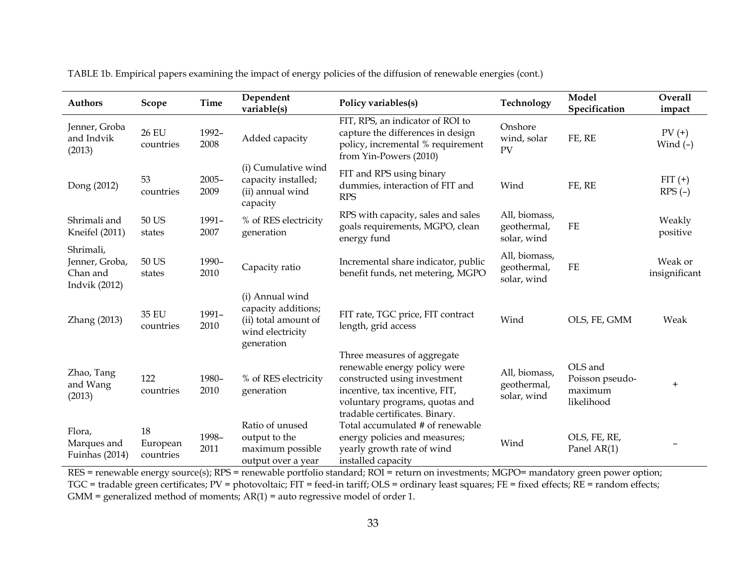TABLE 1b. Empirical papers examining the impact of energy policies of the diffusion of renewable energies (cont.)

| Authors | Scope | Time | Dependent variable(s) | Policy variables(s) | Technology | Model Specification | Overall impact |
|---|---|---|---|---|---|---|---|
| Jenner, Groba and Indvik (2013) | 26 EU countries | 1992–2008 | Added capacity | FIT, RPS, an indicator of ROI to capture the differences in design policy, incremental % requirement from Yin-Powers (2010) | Onshore wind, solar PV | FE, RE | PV (+) Wind (–) |
| Dong (2012) | 53 countries | 2005–2009 | (i) Cumulative wind capacity installed; (ii) annual wind capacity | FIT and RPS using binary dummies, interaction of FIT and RPS | Wind | FE, RE | FIT (+) RPS (–) |
| Shrimali and Kneifel (2011) | 50 US states | 1991–2007 | % of RES electricity generation | RPS with capacity, sales and sales goals requirements, MGPO, clean energy fund | All, biomass, geothermal, solar, wind | FE | Weakly positive |
| Shrimali, Jenner, Groba, Chan and Indvik (2012) | 50 US states | 1990–2010 | Capacity ratio | Incremental share indicator, public benefit funds, net metering, MGPO | All, biomass, geothermal, solar, wind | FE | Weak or insignificant |
| Zhang (2013) | 35 EU countries | 1991–2010 | (i) Annual wind capacity additions; (ii) total amount of wind electricity generation | FIT rate, TGC price, FIT contract length, grid access | Wind | OLS, FE, GMM | Weak |
| Zhao, Tang and Wang (2013) | 122 countries | 1980–2010 | % of RES electricity generation | Three measures of aggregate renewable energy policy were constructed using investment incentive, tax incentive, FIT, voluntary programs, quotas and tradable certificates. Binary. | All, biomass, geothermal, solar, wind | OLS and Poisson pseudo-maximum likelihood | + |
| Flora, Marques and Fuinhas (2014) | 18 European countries | 1998–2011 | Ratio of unused output to the maximum possible output over a year | Total accumulated # of renewable energy policies and measures; yearly growth rate of wind installed capacity | Wind | OLS, FE, RE, Panel AR(1) | – |

RES = renewable energy source(s); RPS = renewable portfolio standard; ROI = return on investments; MGPO= mandatory green power option; TGC = tradable green certificates; PV = photovoltaic; FIT = feed-in tariff; OLS = ordinary least squares; FE = fixed effects; RE = random effects; GMM = generalized method of moments; AR(1) = auto regressive model of order 1.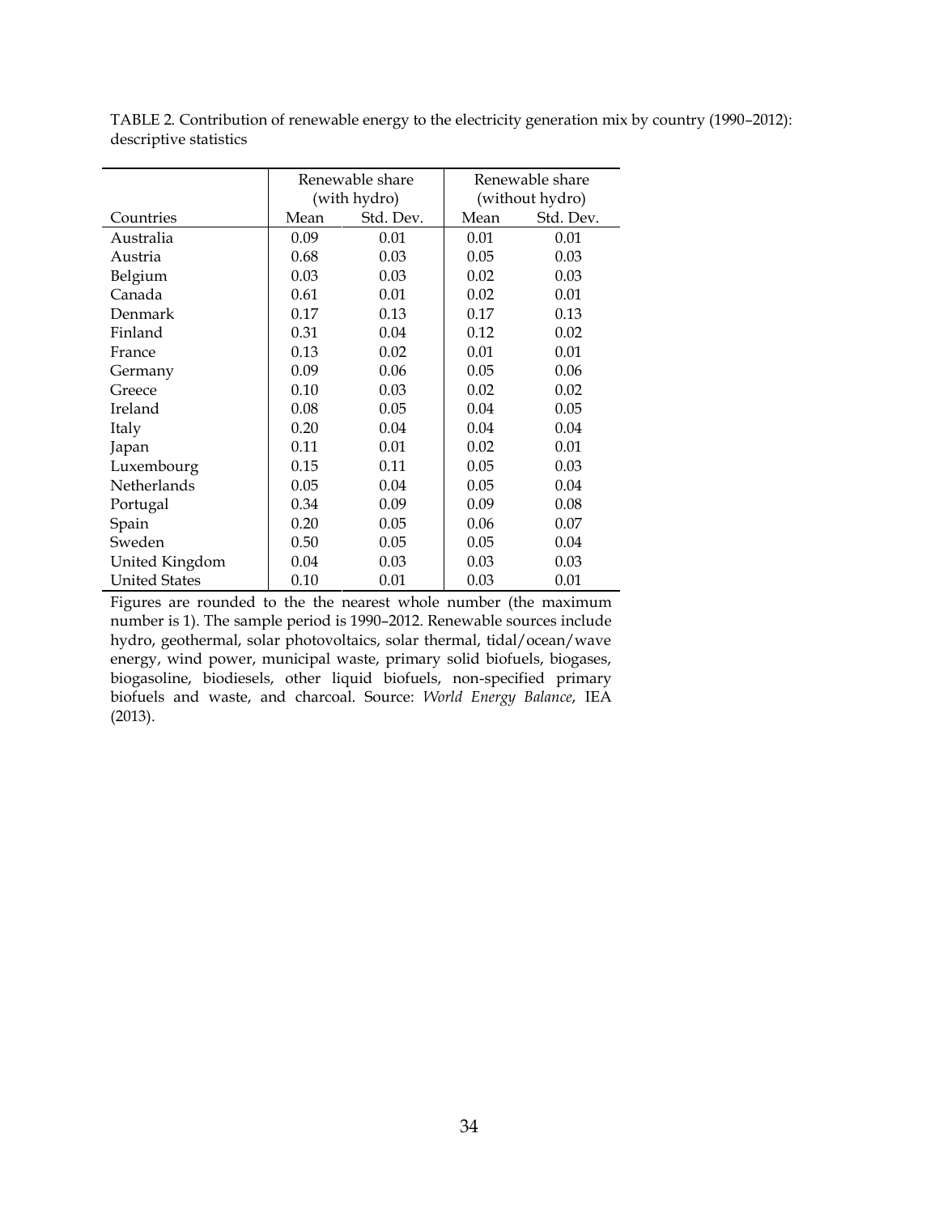TABLE 2. Contribution of renewable energy to the electricity generation mix by country (1990–2012): descriptive statistics

| | Renewable share (with hydro) | | Renewable share (without hydro) | |
|---|---|---|---|---|
| Countries | Mean | Std. Dev. | Mean | Std. Dev. |
| Australia | 0.09 | 0.01 | 0.01 | 0.01 |
| Austria | 0.68 | 0.03 | 0.05 | 0.03 |
| Belgium | 0.03 | 0.03 | 0.02 | 0.03 |
| Canada | 0.61 | 0.01 | 0.02 | 0.01 |
| Denmark | 0.17 | 0.13 | 0.17 | 0.13 |
| Finland | 0.31 | 0.04 | 0.12 | 0.02 |
| France | 0.13 | 0.02 | 0.01 | 0.01 |
| Germany | 0.09 | 0.06 | 0.05 | 0.06 |
| Greece | 0.10 | 0.03 | 0.02 | 0.02 |
| Ireland | 0.08 | 0.05 | 0.04 | 0.05 |
| Italy | 0.20 | 0.04 | 0.04 | 0.04 |
| Japan | 0.11 | 0.01 | 0.02 | 0.01 |
| Luxembourg | 0.15 | 0.11 | 0.05 | 0.03 |
| Netherlands | 0.05 | 0.04 | 0.05 | 0.04 |
| Portugal | 0.34 | 0.09 | 0.09 | 0.08 |
| Spain | 0.20 | 0.05 | 0.06 | 0.07 |
| Sweden | 0.50 | 0.05 | 0.05 | 0.04 |
| United Kingdom | 0.04 | 0.03 | 0.03 | 0.03 |
| United States | 0.10 | 0.01 | 0.03 | 0.01 |

Figures are rounded to the the nearest whole number (the maximum number is 1). The sample period is 1990–2012. Renewable sources include hydro, geothermal, solar photovoltaics, solar thermal, tidal/ocean/wave energy, wind power, municipal waste, primary solid biofuels, biogases, biogasoline, biodiesels, other liquid biofuels, non-specified primary biofuels and waste, and charcoal. Source: *World Energy Balance*, IEA (2013).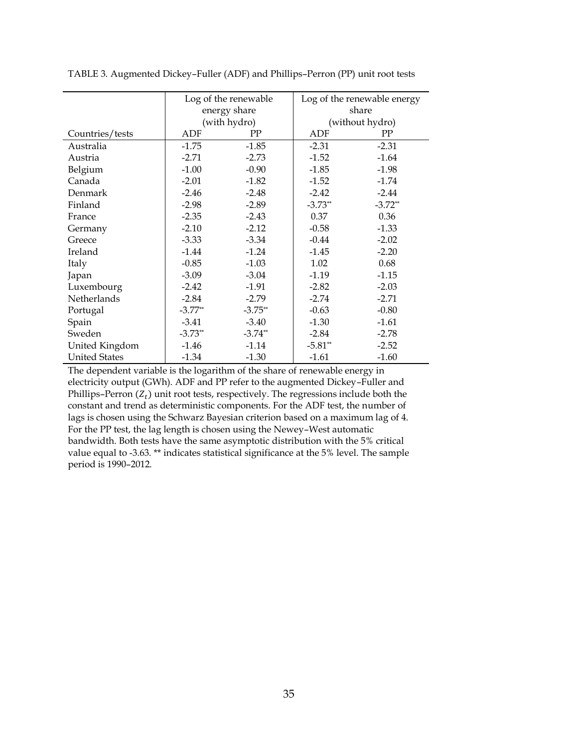TABLE 3. Augmented Dickey–Fuller (ADF) and Phillips–Perron (PP) unit root tests

| | Log of the renewable energy share (with hydro) | | Log of the renewable energy share (without hydro) | |
|---|---|---|---|---|
| Countries/tests | ADF | PP | ADF | PP |
| Australia | -1.75 | -1.85 | -2.31 | -2.31 |
| Austria | -2.71 | -2.73 | -1.52 | -1.64 |
| Belgium | -1.00 | -0.90 | -1.85 | -1.98 |
| Canada | -2.01 | -1.82 | -1.52 | -1.74 |
| Denmark | -2.46 | -2.48 | -2.42 | -2.44 |
| Finland | -2.98 | -2.89 | -3.73** | -3.72** |
| France | -2.35 | -2.43 | 0.37 | 0.36 |
| Germany | -2.10 | -2.12 | -0.58 | -1.33 |
| Greece | -3.33 | -3.34 | -0.44 | -2.02 |
| Ireland | -1.44 | -1.24 | -1.45 | -2.20 |
| Italy | -0.85 | -1.03 | 1.02 | 0.68 |
| Japan | -3.09 | -3.04 | -1.19 | -1.15 |
| Luxembourg | -2.42 | -1.91 | -2.82 | -2.03 |
| Netherlands | -2.84 | -2.79 | -2.74 | -2.71 |
| Portugal | -3.77** | -3.75** | -0.63 | -0.80 |
| Spain | -3.41 | -3.40 | -1.30 | -1.61 |
| Sweden | -3.73** | -3.74** | -2.84 | -2.78 |
| United Kingdom | -1.46 | -1.14 | -5.81** | -2.52 |
| United States | -1.34 | -1.30 | -1.61 | -1.60 |

The dependent variable is the logarithm of the share of renewable energy in electricity output (GWh). ADF and PP refer to the augmented Dickey–Fuller and Phillips–Perron ($Z_t$) unit root tests, respectively. The regressions include both the constant and trend as deterministic components. For the ADF test, the number of lags is chosen using the Schwarz Bayesian criterion based on a maximum lag of 4. For the PP test, the lag length is chosen using the Newey–West automatic bandwidth. Both tests have the same asymptotic distribution with the 5% critical value equal to -3.63. ** indicates statistical significance at the 5% level. The sample period is 1990–2012.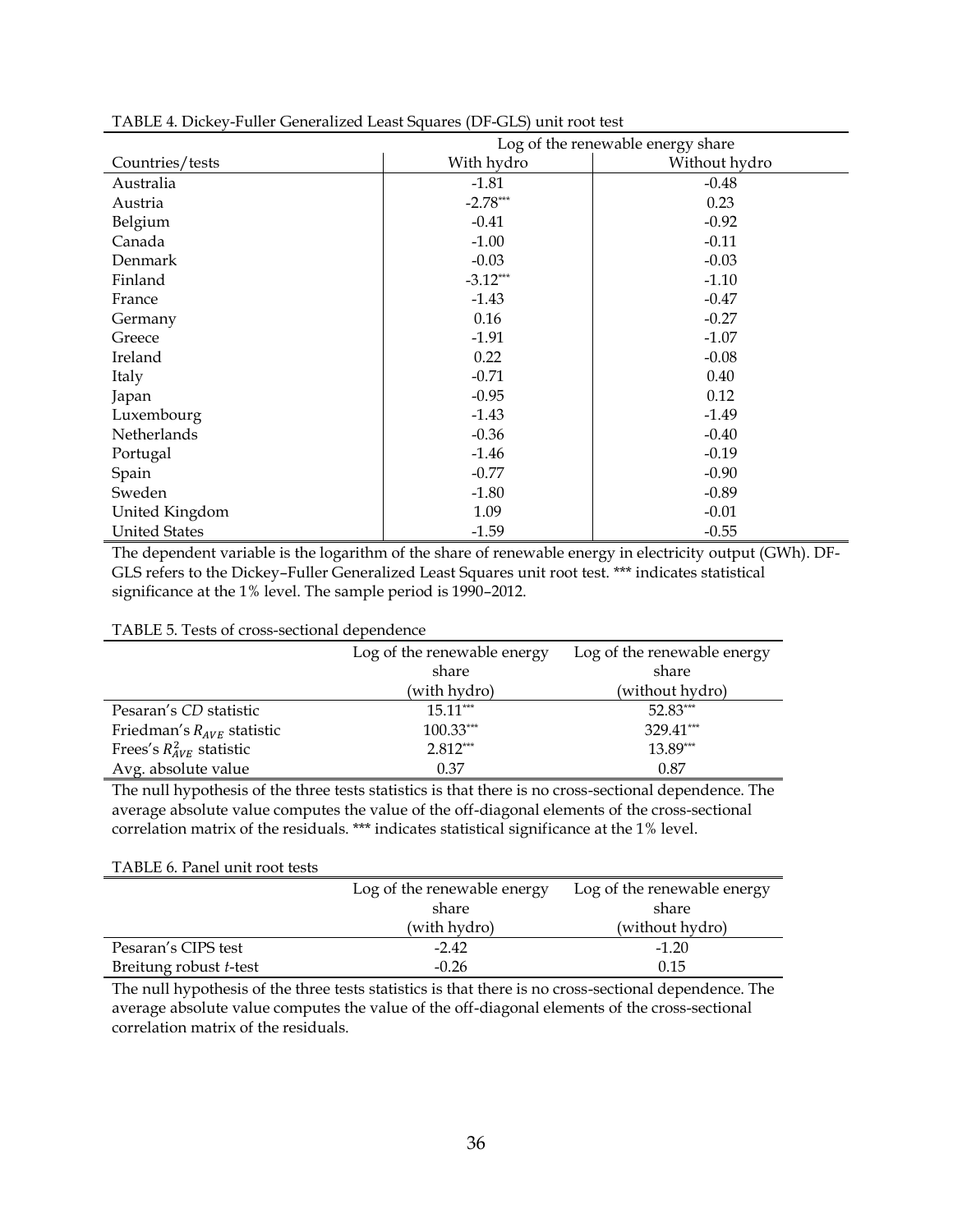TABLE 4. Dickey-Fuller Generalized Least Squares (DF-GLS) unit root test

| | Log of the renewable energy share | |
|---|---|---|
| Countries/tests | With hydro | Without hydro |
| Australia | -1.81 | -0.48 |
| Austria | -2.78*** | 0.23 |
| Belgium | -0.41 | -0.92 |
| Canada | -1.00 | -0.11 |
| Denmark | -0.03 | -0.03 |
| Finland | -3.12*** | -1.10 |
| France | -1.43 | -0.47 |
| Germany | 0.16 | -0.27 |
| Greece | -1.91 | -1.07 |
| Ireland | 0.22 | -0.08 |
| Italy | -0.71 | 0.40 |
| Japan | -0.95 | 0.12 |
| Luxembourg | -1.43 | -1.49 |
| Netherlands | -0.36 | -0.40 |
| Portugal | -1.46 | -0.19 |
| Spain | -0.77 | -0.90 |
| Sweden | -1.80 | -0.89 |
| United Kingdom | 1.09 | -0.01 |
| United States | -1.59 | -0.55 |

The dependent variable is the logarithm of the share of renewable energy in electricity output (GWh). DF-GLS refers to the Dickey–Fuller Generalized Least Squares unit root test. *** indicates statistical significance at the 1% level. The sample period is 1990–2012.

TABLE 5. Tests of cross-sectional dependence

| | Log of the renewable energy share (with hydro) | Log of the renewable energy share (without hydro) |
|---|---|---|
| Pesaran's *CD* statistic | 15.11*** | 52.83*** |
| Friedman's $R_{AVE}$ statistic | 100.33*** | 329.41*** |
| Frees's $R^2_{AVE}$ statistic | 2.812*** | 13.89*** |
| Avg. absolute value | 0.37 | 0.87 |

The null hypothesis of the three tests statistics is that there is no cross-sectional dependence. The average absolute value computes the value of the off-diagonal elements of the cross-sectional correlation matrix of the residuals. *** indicates statistical significance at the 1% level.

TABLE 6. Panel unit root tests

| | Log of the renewable energy share (with hydro) | Log of the renewable energy share (without hydro) |
|---|---|---|
| Pesaran's CIPS test | -2.42 | -1.20 |
| Breitung robust *t*-test | -0.26 | 0.15 |

The null hypothesis of the three tests statistics is that there is no cross-sectional dependence. The average absolute value computes the value of the off-diagonal elements of the cross-sectional correlation matrix of the residuals.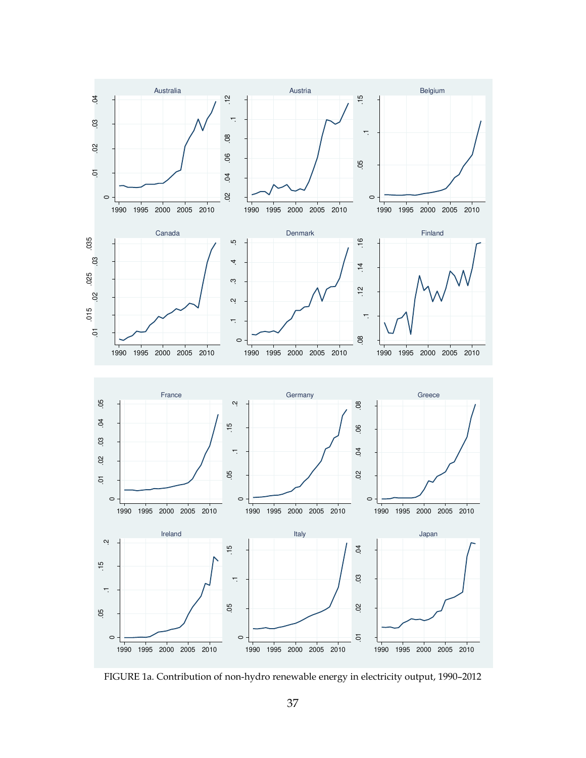FIGURE 1a. Contribution of non-hydro renewable energy in electricity output, 1990–2012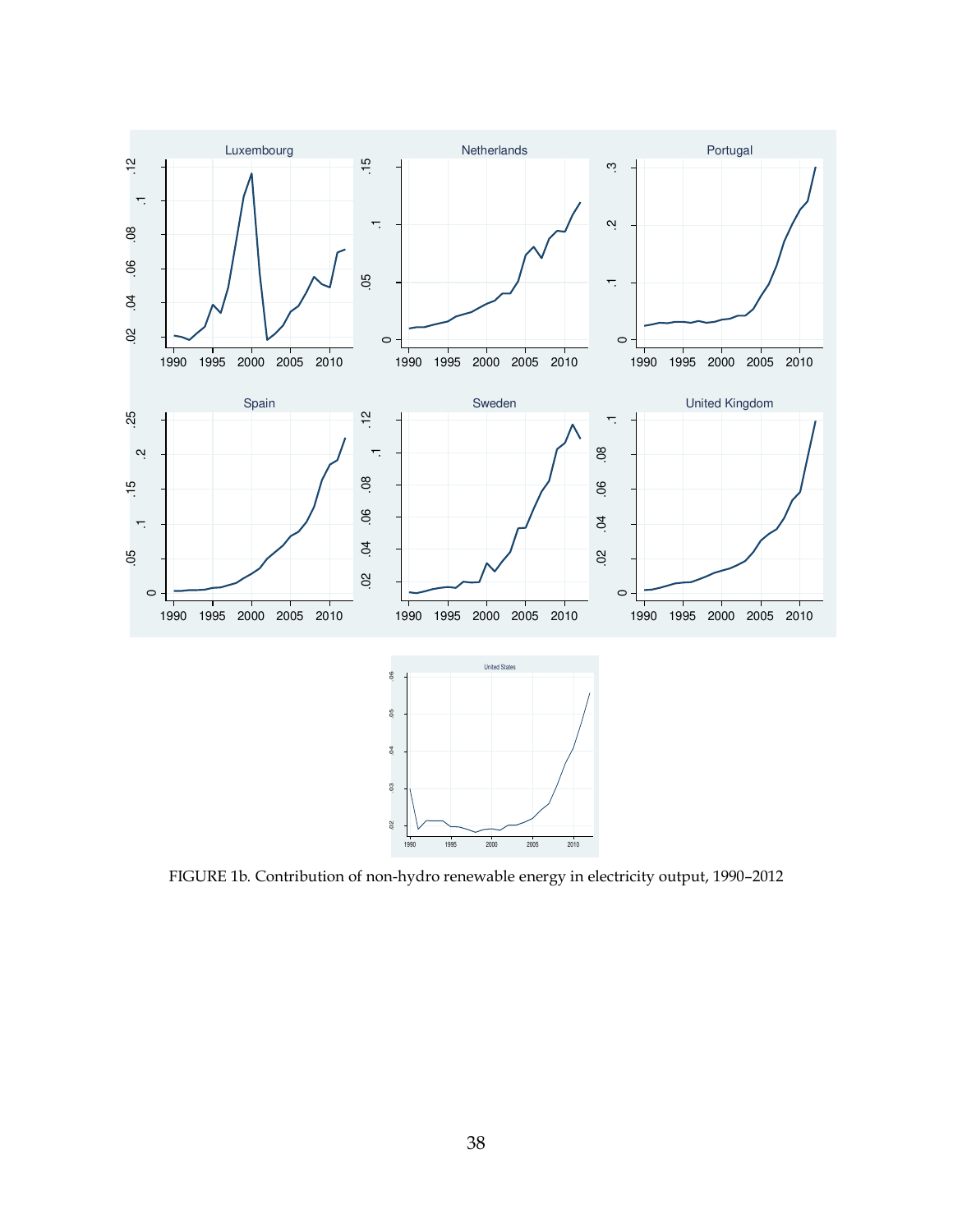FIGURE 1b. Contribution of non-hydro renewable energy in electricity output, 1990–2012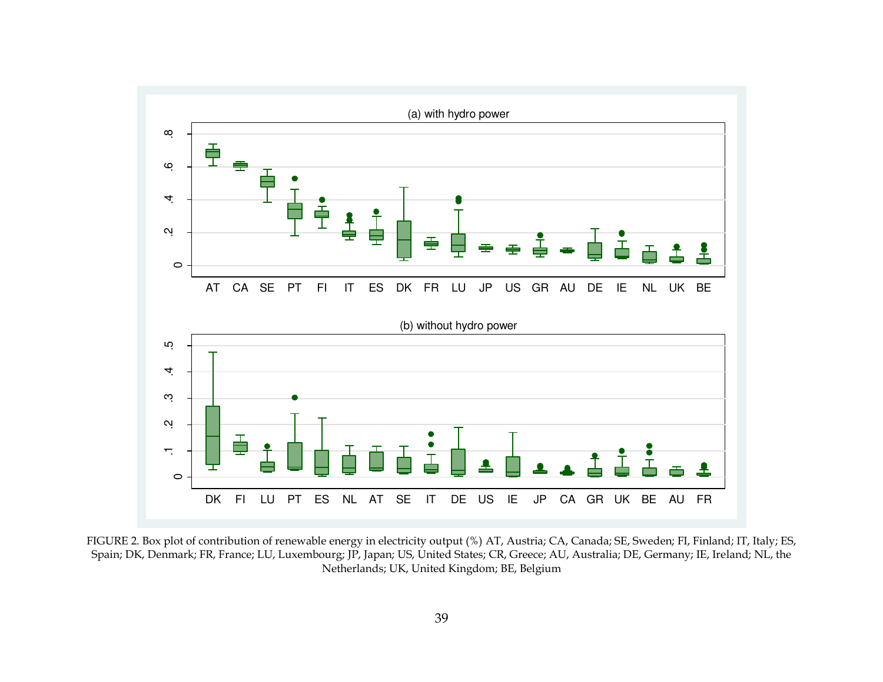(a) with hydro power

(b) without hydro power

FIGURE 2. Box plot of contribution of renewable energy in electricity output (%) AT, Austria; CA, Canada; SE, Sweden; FI, Finland; IT, Italy; ES, Spain; DK, Denmark; FR, France; LU, Luxembourg; JP, Japan; US, United States; CR, Greece; AU, Australia; DE, Germany; IE, Ireland; NL, the Netherlands; UK, United Kingdom; BE, Belgium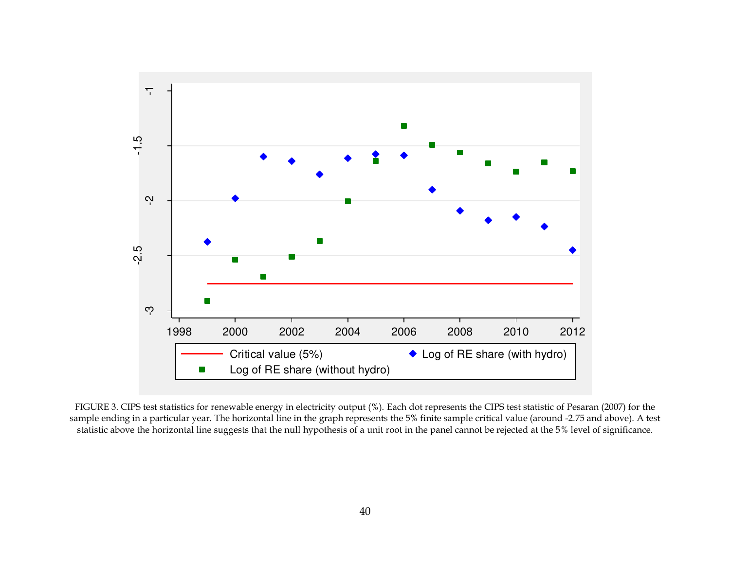-1

-1.5

-2

-2.5

-3

1998 2000 2002 2004 2006 2008 2010 2012

Critical value (5%)

Log of RE share (with hydro)

Log of RE share (without hydro)

FIGURE 3. CIPS test statistics for renewable energy in electricity output (%). Each dot represents the CIPS test statistic of Pesaran (2007) for the sample ending in a particular year. The horizontal line in the graph represents the 5% finite sample critical value (around -2.75 and above). A test statistic above the horizontal line suggests that the null hypothesis of a unit root in the panel cannot be rejected at the 5% level of significance.